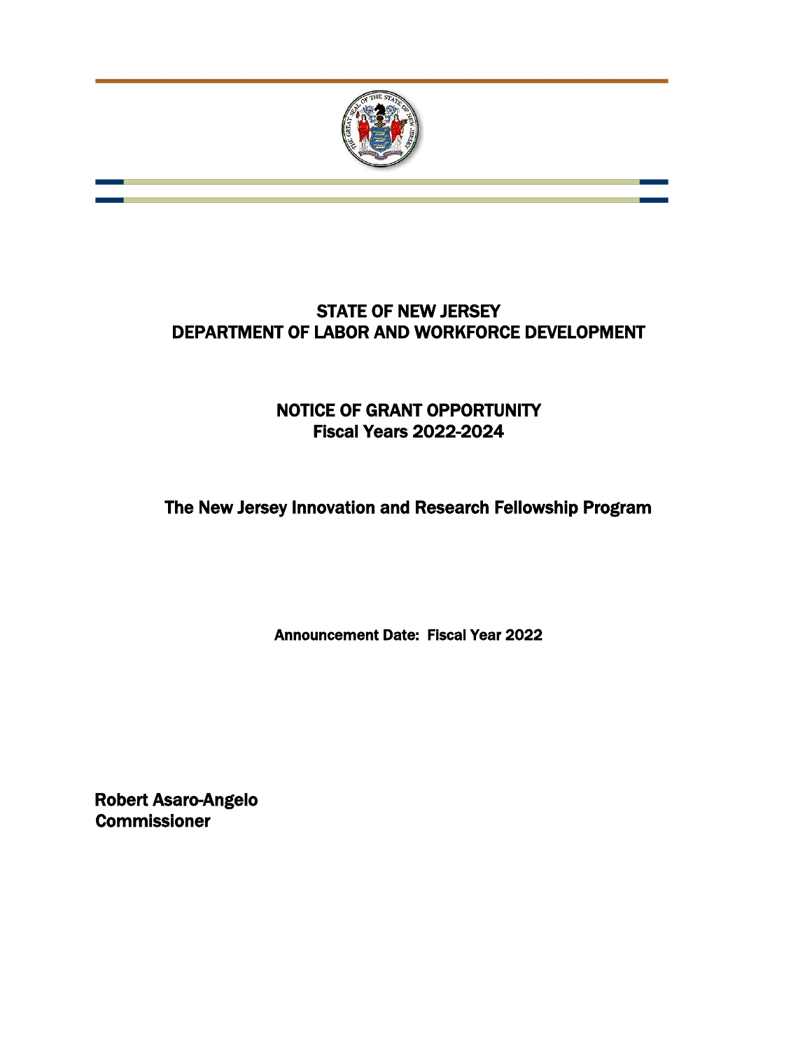# STATE OF NEW JERSEY
# DEPARTMENT OF LABOR AND WORKFORCE DEVELOPMENT

## NOTICE OF GRANT OPPORTUNITY
## Fiscal Years 2022-2024

## The New Jersey Innovation and Research Fellowship Program

**Announcement Date: Fiscal Year 2022**

**Robert Asaro-Angelo**
**Commissioner**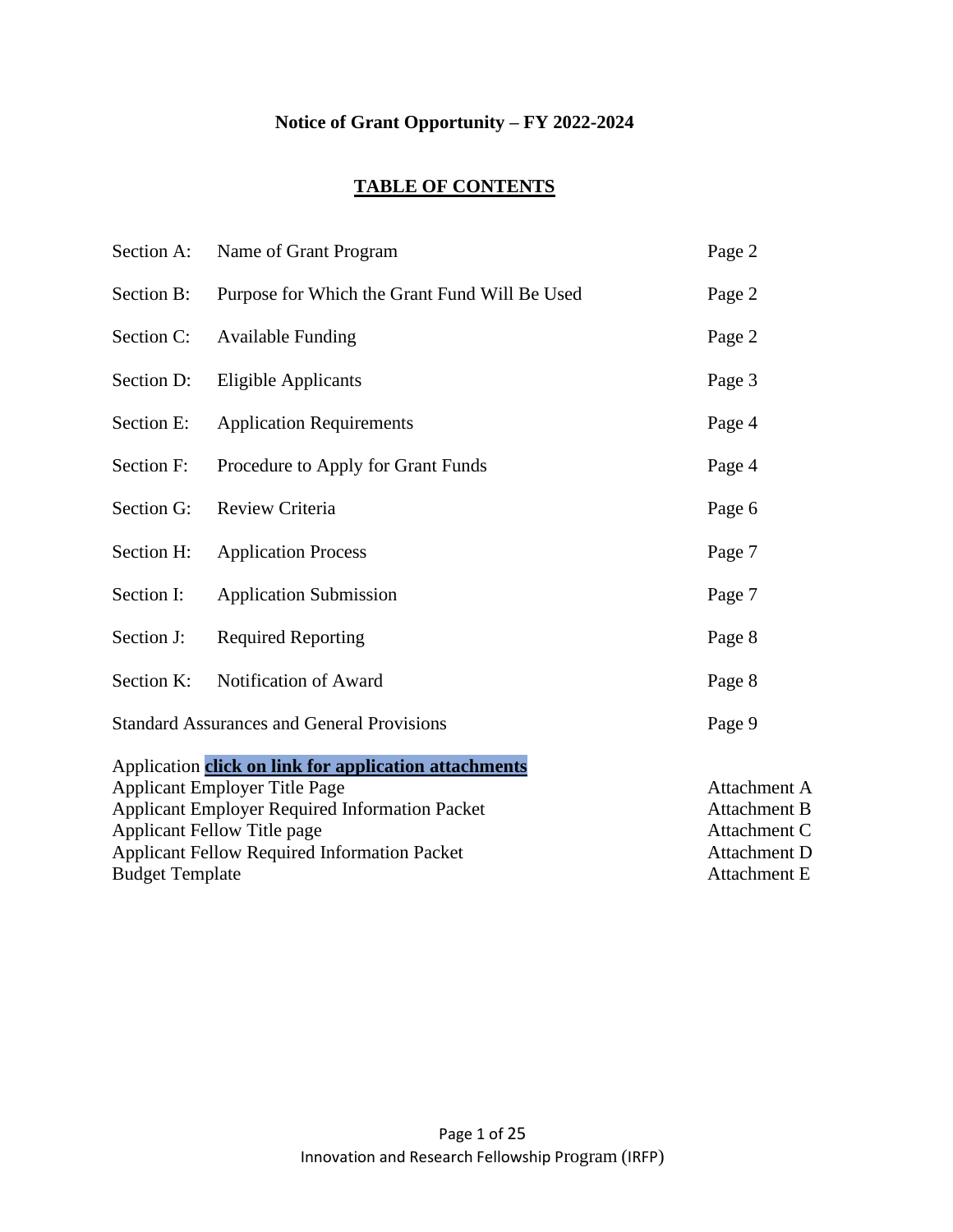**Notice of Grant Opportunity – FY 2022-2024**

## TABLE OF CONTENTS

| | | |
|---|---|---|
| Section A: | Name of Grant Program | Page 2 |
| Section B: | Purpose for Which the Grant Fund Will Be Used | Page 2 |
| Section C: | Available Funding | Page 2 |
| Section D: | Eligible Applicants | Page 3 |
| Section E: | Application Requirements | Page 4 |
| Section F: | Procedure to Apply for Grant Funds | Page 4 |
| Section G: | Review Criteria | Page 6 |
| Section H: | Application Process | Page 7 |
| Section I: | Application Submission | Page 7 |
| Section J: | Required Reporting | Page 8 |
| Section K: | Notification of Award | Page 8 |
| Standard Assurances and General Provisions | | Page 9 |

Application **click on link for application attachments**

| | |
|---|---|
| Applicant Employer Title Page | Attachment A |
| Applicant Employer Required Information Packet | Attachment B |
| Applicant Fellow Title page | Attachment C |
| Applicant Fellow Required Information Packet | Attachment D |
| Budget Template | Attachment E |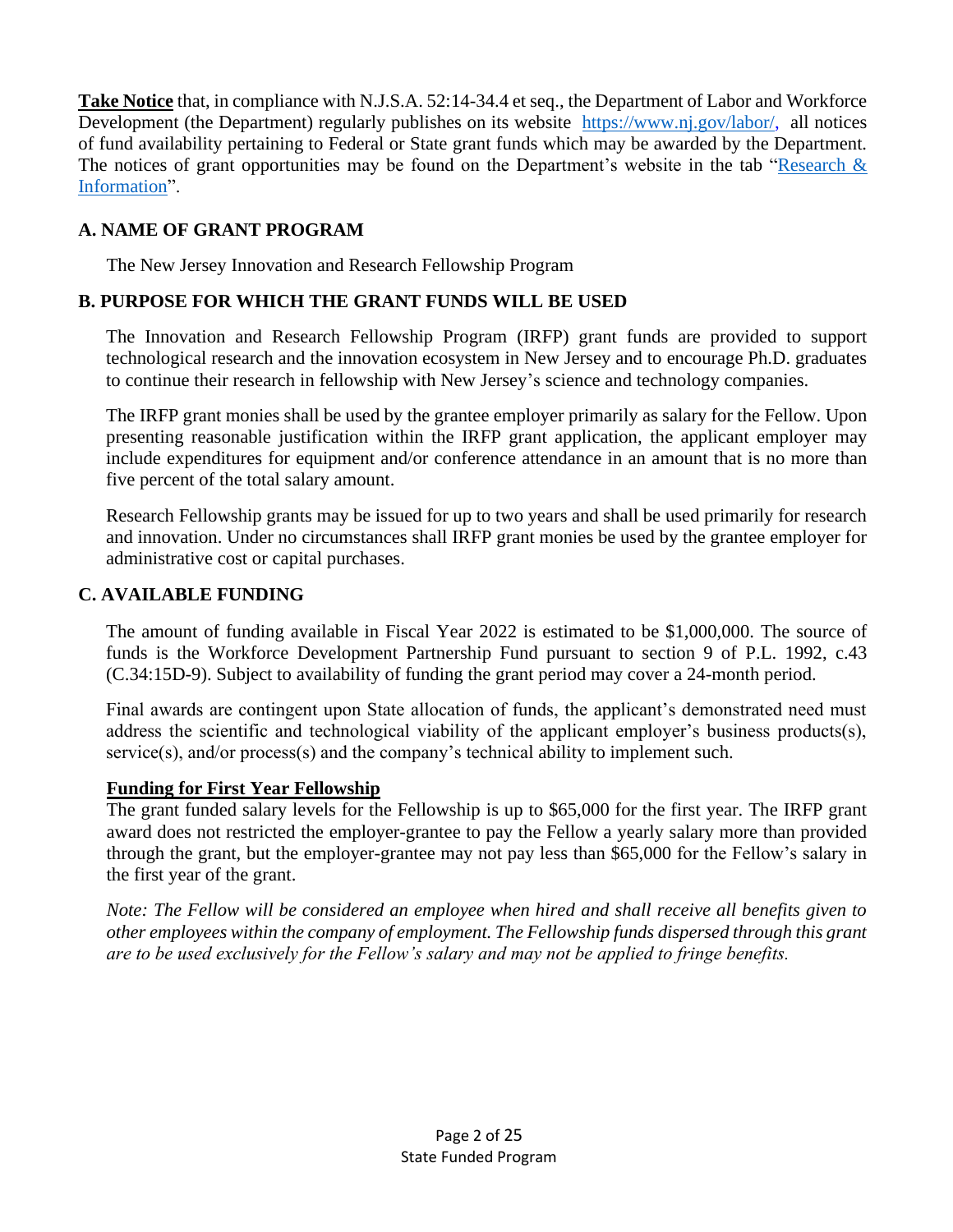**Take Notice** that, in compliance with N.J.S.A. 52:14-34.4 et seq., the Department of Labor and Workforce Development (the Department) regularly publishes on its website [https://www.nj.gov/labor/](https://www.nj.gov/labor/), all notices of fund availability pertaining to Federal or State grant funds which may be awarded by the Department. The notices of grant opportunities may be found on the Department's website in the tab "Research & Information".

## A. NAME OF GRANT PROGRAM

The New Jersey Innovation and Research Fellowship Program

## B. PURPOSE FOR WHICH THE GRANT FUNDS WILL BE USED

The Innovation and Research Fellowship Program (IRFP) grant funds are provided to support technological research and the innovation ecosystem in New Jersey and to encourage Ph.D. graduates to continue their research in fellowship with New Jersey's science and technology companies.

The IRFP grant monies shall be used by the grantee employer primarily as salary for the Fellow. Upon presenting reasonable justification within the IRFP grant application, the applicant employer may include expenditures for equipment and/or conference attendance in an amount that is no more than five percent of the total salary amount.

Research Fellowship grants may be issued for up to two years and shall be used primarily for research and innovation. Under no circumstances shall IRFP grant monies be used by the grantee employer for administrative cost or capital purchases.

## C. AVAILABLE FUNDING

The amount of funding available in Fiscal Year 2022 is estimated to be $1,000,000. The source of funds is the Workforce Development Partnership Fund pursuant to section 9 of P.L. 1992, c.43 (C.34:15D-9). Subject to availability of funding the grant period may cover a 24-month period.

Final awards are contingent upon State allocation of funds, the applicant's demonstrated need must address the scientific and technological viability of the applicant employer's business products(s), service(s), and/or process(s) and the company's technical ability to implement such.

**Funding for First Year Fellowship**

The grant funded salary levels for the Fellowship is up to $65,000 for the first year. The IRFP grant award does not restricted the employer-grantee to pay the Fellow a yearly salary more than provided through the grant, but the employer-grantee may not pay less than $65,000 for the Fellow's salary in the first year of the grant.

*Note: The Fellow will be considered an employee when hired and shall receive all benefits given to other employees within the company of employment. The Fellowship funds dispersed through this grant are to be used exclusively for the Fellow's salary and may not be applied to fringe benefits.*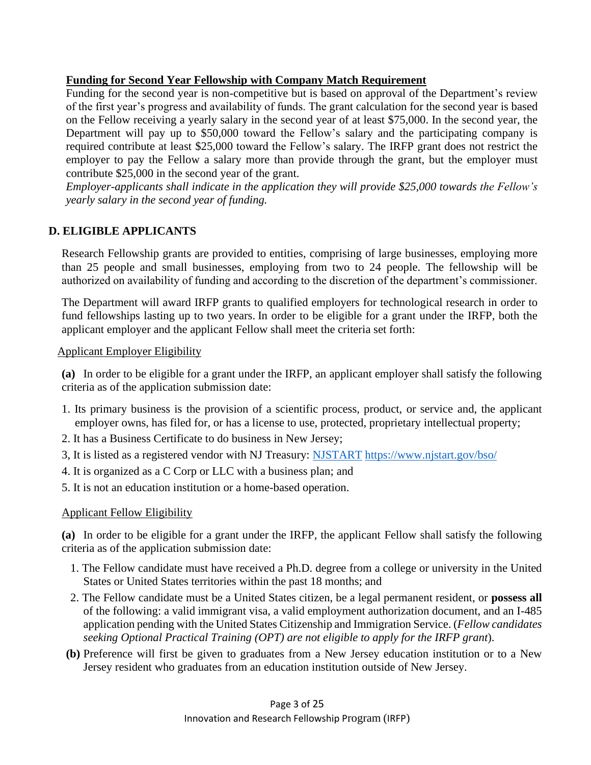**<u>Funding for Second Year Fellowship with Company Match Requirement</u>**

Funding for the second year is non-competitive but is based on approval of the Department's review of the first year's progress and availability of funds. The grant calculation for the second year is based on the Fellow receiving a yearly salary in the second year of at least $75,000. In the second year, the Department will pay up to $50,000 toward the Fellow's salary and the participating company is required contribute at least $25,000 toward the Fellow's salary. The IRFP grant does not restrict the employer to pay the Fellow a salary more than provide through the grant, but the employer must contribute $25,000 in the second year of the grant.

*Employer-applicants shall indicate in the application they will provide $25,000 towards the Fellow's yearly salary in the second year of funding.*

## D. ELIGIBLE APPLICANTS

Research Fellowship grants are provided to entities, comprising of large businesses, employing more than 25 people and small businesses, employing from two to 24 people. The fellowship will be authorized on availability of funding and according to the discretion of the department's commissioner.

The Department will award IRFP grants to qualified employers for technological research in order to fund fellowships lasting up to two years. In order to be eligible for a grant under the IRFP, both the applicant employer and the applicant Fellow shall meet the criteria set forth:

<u>Applicant Employer Eligibility</u>

**(a)** In order to be eligible for a grant under the IRFP, an applicant employer shall satisfy the following criteria as of the application submission date:

1. Its primary business is the provision of a scientific process, product, or service and, the applicant employer owns, has filed for, or has a license to use, protected, proprietary intellectual property;
2. It has a Business Certificate to do business in New Jersey;
3, It is listed as a registered vendor with NJ Treasury: NJSTART https://www.njstart.gov/bso/
4. It is organized as a C Corp or LLC with a business plan; and
5. It is not an education institution or a home-based operation.

<u>Applicant Fellow Eligibility</u>

**(a)** In order to be eligible for a grant under the IRFP, the applicant Fellow shall satisfy the following criteria as of the application submission date:

1. The Fellow candidate must have received a Ph.D. degree from a college or university in the United States or United States territories within the past 18 months; and
2. The Fellow candidate must be a United States citizen, be a legal permanent resident, or **possess all** of the following: a valid immigrant visa, a valid employment authorization document, and an I-485 application pending with the United States Citizenship and Immigration Service. (*Fellow candidates seeking Optional Practical Training (OPT) are not eligible to apply for the IRFP grant*).

**(b)** Preference will first be given to graduates from a New Jersey education institution or to a New Jersey resident who graduates from an education institution outside of New Jersey.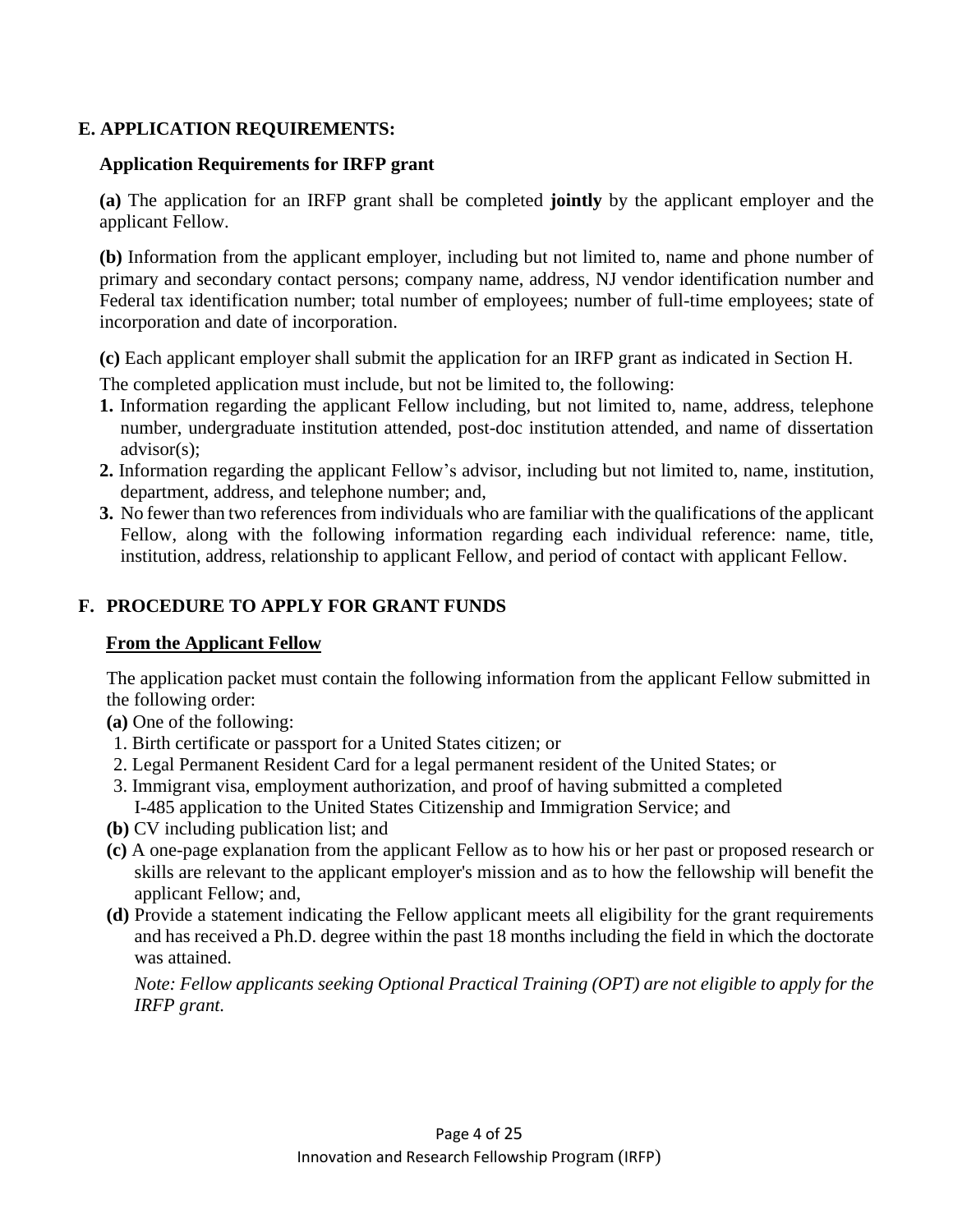## E. APPLICATION REQUIREMENTS:

### Application Requirements for IRFP grant

**(a)** The application for an IRFP grant shall be completed **jointly** by the applicant employer and the applicant Fellow.

**(b)** Information from the applicant employer, including but not limited to, name and phone number of primary and secondary contact persons; company name, address, NJ vendor identification number and Federal tax identification number; total number of employees; number of full-time employees; state of incorporation and date of incorporation.

**(c)** Each applicant employer shall submit the application for an IRFP grant as indicated in Section H.

The completed application must include, but not be limited to, the following:

1. Information regarding the applicant Fellow including, but not limited to, name, address, telephone number, undergraduate institution attended, post-doc institution attended, and name of dissertation advisor(s);
2. Information regarding the applicant Fellow's advisor, including but not limited to, name, institution, department, address, and telephone number; and,
3. No fewer than two references from individuals who are familiar with the qualifications of the applicant Fellow, along with the following information regarding each individual reference: name, title, institution, address, relationship to applicant Fellow, and period of contact with applicant Fellow.

## F. PROCEDURE TO APPLY FOR GRANT FUNDS

**From the Applicant Fellow**

The application packet must contain the following information from the applicant Fellow submitted in the following order:

**(a)** One of the following:

1. Birth certificate or passport for a United States citizen; or
2. Legal Permanent Resident Card for a legal permanent resident of the United States; or
3. Immigrant visa, employment authorization, and proof of having submitted a completed I-485 application to the United States Citizenship and Immigration Service; and

**(b)** CV including publication list; and

**(c)** A one-page explanation from the applicant Fellow as to how his or her past or proposed research or skills are relevant to the applicant employer's mission and as to how the fellowship will benefit the applicant Fellow; and,

**(d)** Provide a statement indicating the Fellow applicant meets all eligibility for the grant requirements and has received a Ph.D. degree within the past 18 months including the field in which the doctorate was attained.

*Note: Fellow applicants seeking Optional Practical Training (OPT) are not eligible to apply for the IRFP grant.*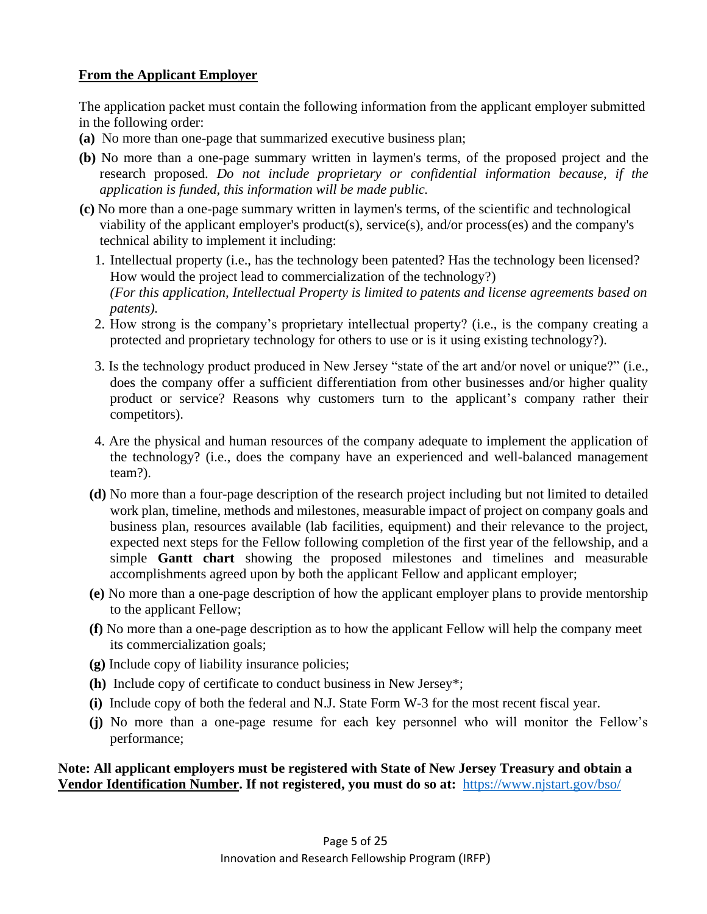**<u>From the Applicant Employer</u>**

The application packet must contain the following information from the applicant employer submitted in the following order:

**(a)** No more than one-page that summarized executive business plan;

**(b)** No more than a one-page summary written in laymen's terms, of the proposed project and the research proposed. *Do not include proprietary or confidential information because, if the application is funded, this information will be made public.*

**(c)** No more than a one-page summary written in laymen's terms, of the scientific and technological viability of the applicant employer's product(s), service(s), and/or process(es) and the company's technical ability to implement it including:

1. Intellectual property (i.e., has the technology been patented? Has the technology been licensed? How would the project lead to commercialization of the technology?) *(For this application, Intellectual Property is limited to patents and license agreements based on patents).*
2. How strong is the company's proprietary intellectual property? (i.e., is the company creating a protected and proprietary technology for others to use or is it using existing technology?).
3. Is the technology product produced in New Jersey "state of the art and/or novel or unique?" (i.e., does the company offer a sufficient differentiation from other businesses and/or higher quality product or service? Reasons why customers turn to the applicant's company rather their competitors).
4. Are the physical and human resources of the company adequate to implement the application of the technology? (i.e., does the company have an experienced and well-balanced management team?).

**(d)** No more than a four-page description of the research project including but not limited to detailed work plan, timeline, methods and milestones, measurable impact of project on company goals and business plan, resources available (lab facilities, equipment) and their relevance to the project, expected next steps for the Fellow following completion of the first year of the fellowship, and a simple **Gantt chart** showing the proposed milestones and timelines and measurable accomplishments agreed upon by both the applicant Fellow and applicant employer;

**(e)** No more than a one-page description of how the applicant employer plans to provide mentorship to the applicant Fellow;

**(f)** No more than a one-page description as to how the applicant Fellow will help the company meet its commercialization goals;

**(g)** Include copy of liability insurance policies;

**(h)** Include copy of certificate to conduct business in New Jersey*;

**(i)** Include copy of both the federal and N.J. State Form W-3 for the most recent fiscal year.

**(j)** No more than a one-page resume for each key personnel who will monitor the Fellow's performance;

**Note: All applicant employers must be registered with State of New Jersey Treasury and obtain a <u>Vendor Identification Number</u>. If not registered, you must do so at:** https://www.njstart.gov/bso/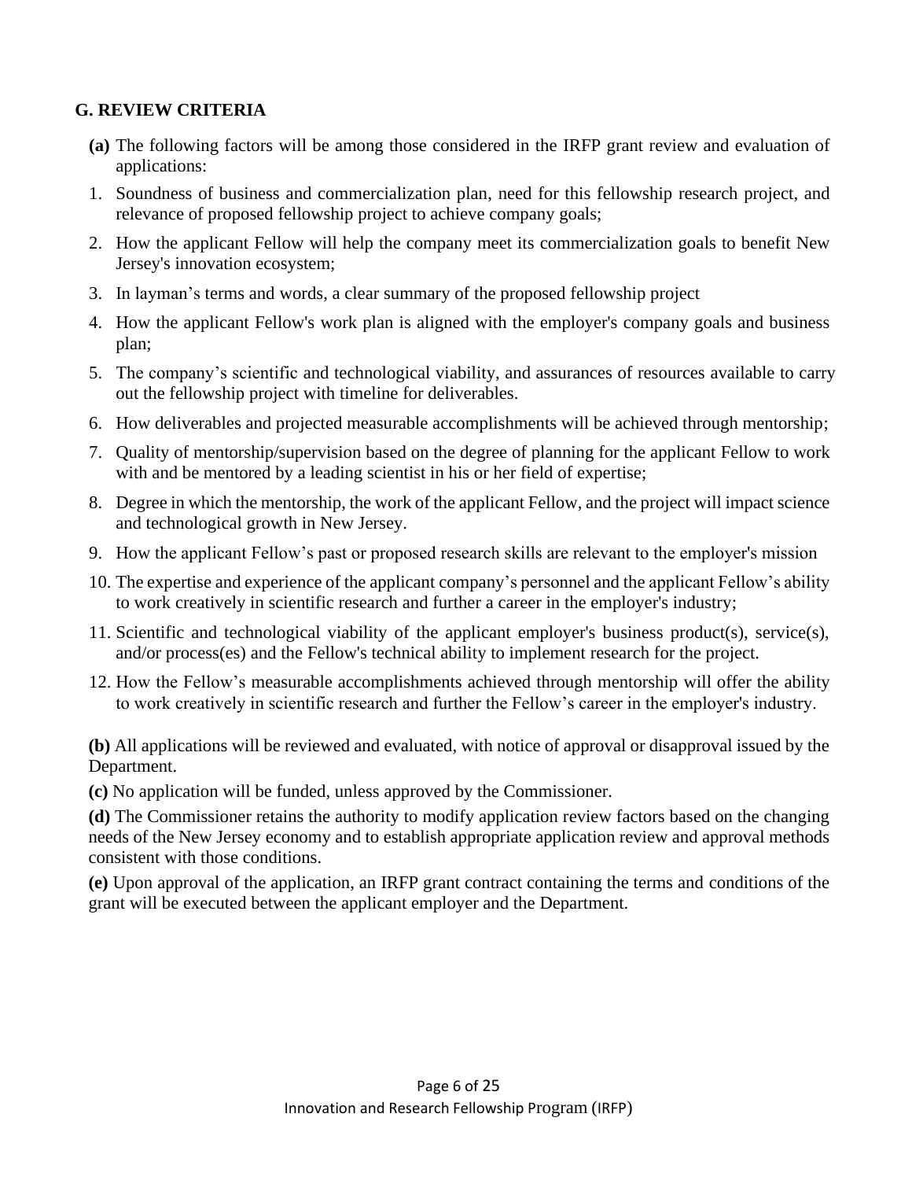## G. REVIEW CRITERIA

**(a)** The following factors will be among those considered in the IRFP grant review and evaluation of applications:

1. Soundness of business and commercialization plan, need for this fellowship research project, and relevance of proposed fellowship project to achieve company goals;
2. How the applicant Fellow will help the company meet its commercialization goals to benefit New Jersey's innovation ecosystem;
3. In layman's terms and words, a clear summary of the proposed fellowship project
4. How the applicant Fellow's work plan is aligned with the employer's company goals and business plan;
5. The company's scientific and technological viability, and assurances of resources available to carry out the fellowship project with timeline for deliverables.
6. How deliverables and projected measurable accomplishments will be achieved through mentorship;
7. Quality of mentorship/supervision based on the degree of planning for the applicant Fellow to work with and be mentored by a leading scientist in his or her field of expertise;
8. Degree in which the mentorship, the work of the applicant Fellow, and the project will impact science and technological growth in New Jersey.
9. How the applicant Fellow's past or proposed research skills are relevant to the employer's mission
10. The expertise and experience of the applicant company's personnel and the applicant Fellow's ability to work creatively in scientific research and further a career in the employer's industry;
11. Scientific and technological viability of the applicant employer's business product(s), service(s), and/or process(es) and the Fellow's technical ability to implement research for the project.
12. How the Fellow's measurable accomplishments achieved through mentorship will offer the ability to work creatively in scientific research and further the Fellow's career in the employer's industry.

**(b)** All applications will be reviewed and evaluated, with notice of approval or disapproval issued by the Department.

**(c)** No application will be funded, unless approved by the Commissioner.

**(d)** The Commissioner retains the authority to modify application review factors based on the changing needs of the New Jersey economy and to establish appropriate application review and approval methods consistent with those conditions.

**(e)** Upon approval of the application, an IRFP grant contract containing the terms and conditions of the grant will be executed between the applicant employer and the Department.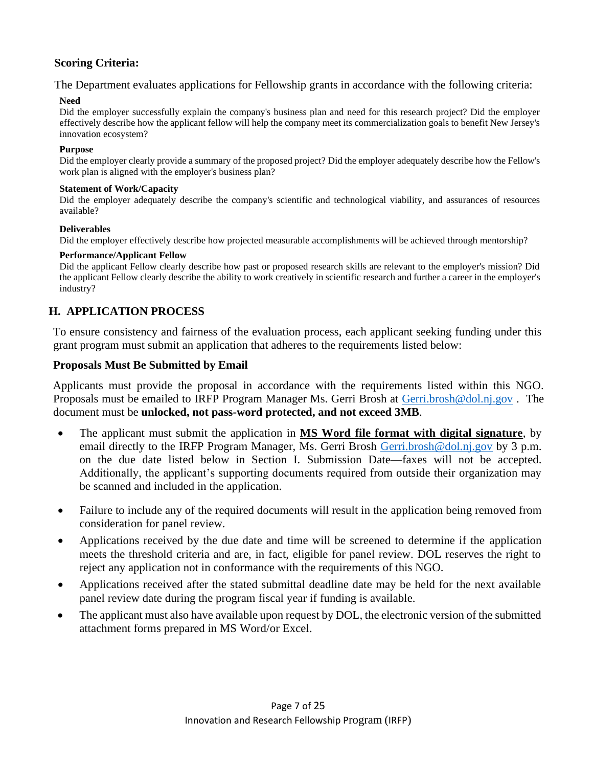**Scoring Criteria:**

The Department evaluates applications for Fellowship grants in accordance with the following criteria:

**Need**

Did the employer successfully explain the company's business plan and need for this research project? Did the employer effectively describe how the applicant fellow will help the company meet its commercialization goals to benefit New Jersey's innovation ecosystem?

**Purpose**

Did the employer clearly provide a summary of the proposed project? Did the employer adequately describe how the Fellow's work plan is aligned with the employer's business plan?

**Statement of Work/Capacity**

Did the employer adequately describe the company's scientific and technological viability, and assurances of resources available?

**Deliverables**

Did the employer effectively describe how projected measurable accomplishments will be achieved through mentorship?

**Performance/Applicant Fellow**

Did the applicant Fellow clearly describe how past or proposed research skills are relevant to the employer's mission? Did the applicant Fellow clearly describe the ability to work creatively in scientific research and further a career in the employer's industry?

## H. APPLICATION PROCESS

To ensure consistency and fairness of the evaluation process, each applicant seeking funding under this grant program must submit an application that adheres to the requirements listed below:

**Proposals Must Be Submitted by Email**

Applicants must provide the proposal in accordance with the requirements listed within this NGO. Proposals must be emailed to IRFP Program Manager Ms. Gerri Brosh at Gerri.brosh@dol.nj.gov . The document must be **unlocked, not pass-word protected, and not exceed 3MB**.

- The applicant must submit the application in **MS Word file format with digital signature**, by email directly to the IRFP Program Manager, Ms. Gerri Brosh Gerri.brosh@dol.nj.gov by 3 p.m. on the due date listed below in Section I. Submission Date—faxes will not be accepted. Additionally, the applicant's supporting documents required from outside their organization may be scanned and included in the application.
- Failure to include any of the required documents will result in the application being removed from consideration for panel review.
- Applications received by the due date and time will be screened to determine if the application meets the threshold criteria and are, in fact, eligible for panel review. DOL reserves the right to reject any application not in conformance with the requirements of this NGO.
- Applications received after the stated submittal deadline date may be held for the next available panel review date during the program fiscal year if funding is available.
- The applicant must also have available upon request by DOL, the electronic version of the submitted attachment forms prepared in MS Word/or Excel.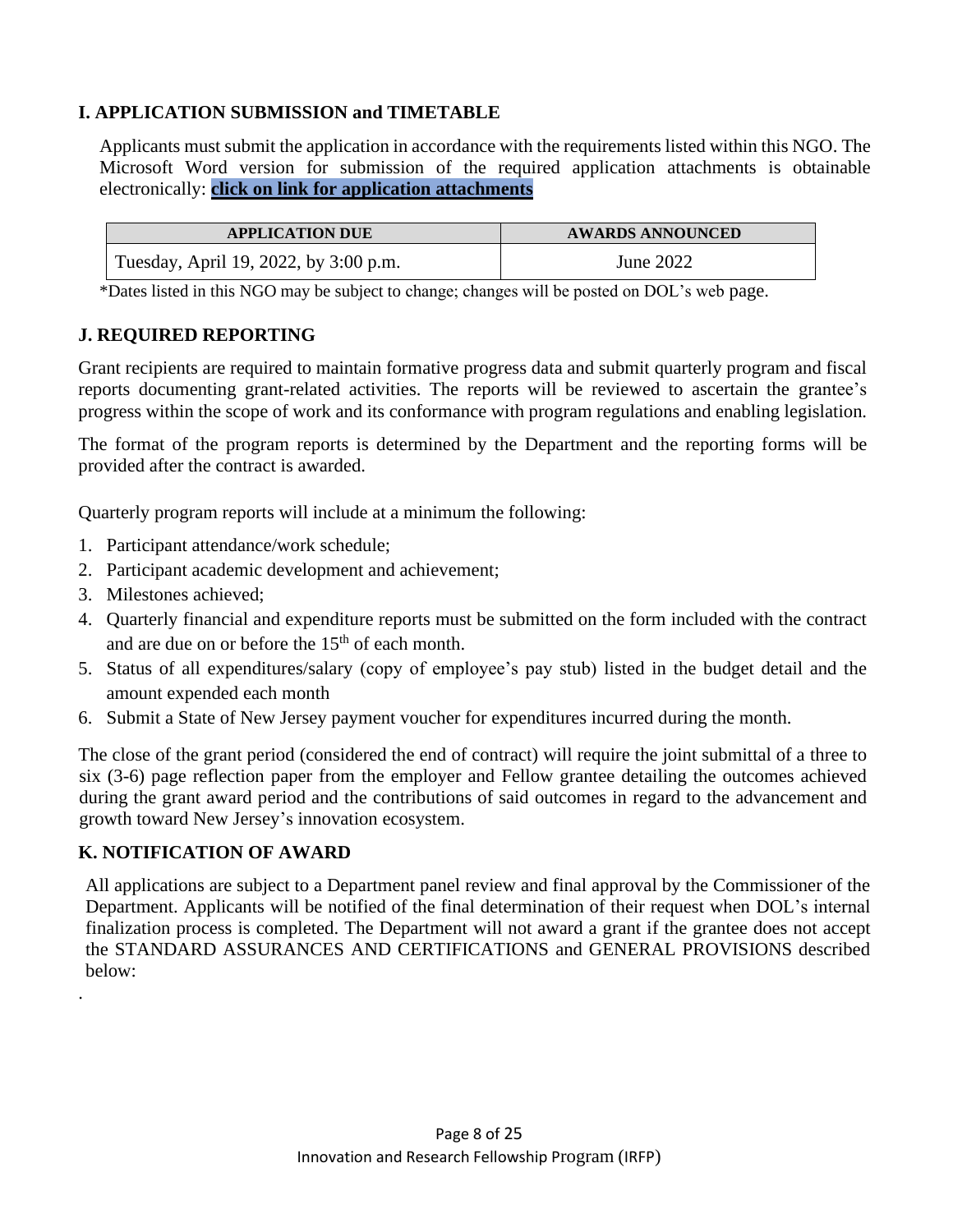### I. APPLICATION SUBMISSION and TIMETABLE

Applicants must submit the application in accordance with the requirements listed within this NGO. The Microsoft Word version for submission of the required application attachments is obtainable electronically: **click on link for application attachments**

| APPLICATION DUE | AWARDS ANNOUNCED |
| --- | --- |
| Tuesday, April 19, 2022, by 3:00 p.m. | June 2022 |

*Dates listed in this NGO may be subject to change; changes will be posted on DOL's web page.

### J. REQUIRED REPORTING

Grant recipients are required to maintain formative progress data and submit quarterly program and fiscal reports documenting grant-related activities. The reports will be reviewed to ascertain the grantee's progress within the scope of work and its conformance with program regulations and enabling legislation.

The format of the program reports is determined by the Department and the reporting forms will be provided after the contract is awarded.

Quarterly program reports will include at a minimum the following:

1. Participant attendance/work schedule;
2. Participant academic development and achievement;
3. Milestones achieved;
4. Quarterly financial and expenditure reports must be submitted on the form included with the contract and are due on or before the 15th of each month.
5. Status of all expenditures/salary (copy of employee's pay stub) listed in the budget detail and the amount expended each month
6. Submit a State of New Jersey payment voucher for expenditures incurred during the month.

The close of the grant period (considered the end of contract) will require the joint submittal of a three to six (3-6) page reflection paper from the employer and Fellow grantee detailing the outcomes achieved during the grant award period and the contributions of said outcomes in regard to the advancement and growth toward New Jersey's innovation ecosystem.

### K. NOTIFICATION OF AWARD

All applications are subject to a Department panel review and final approval by the Commissioner of the Department. Applicants will be notified of the final determination of their request when DOL's internal finalization process is completed. The Department will not award a grant if the grantee does not accept the STANDARD ASSURANCES AND CERTIFICATIONS and GENERAL PROVISIONS described below:

.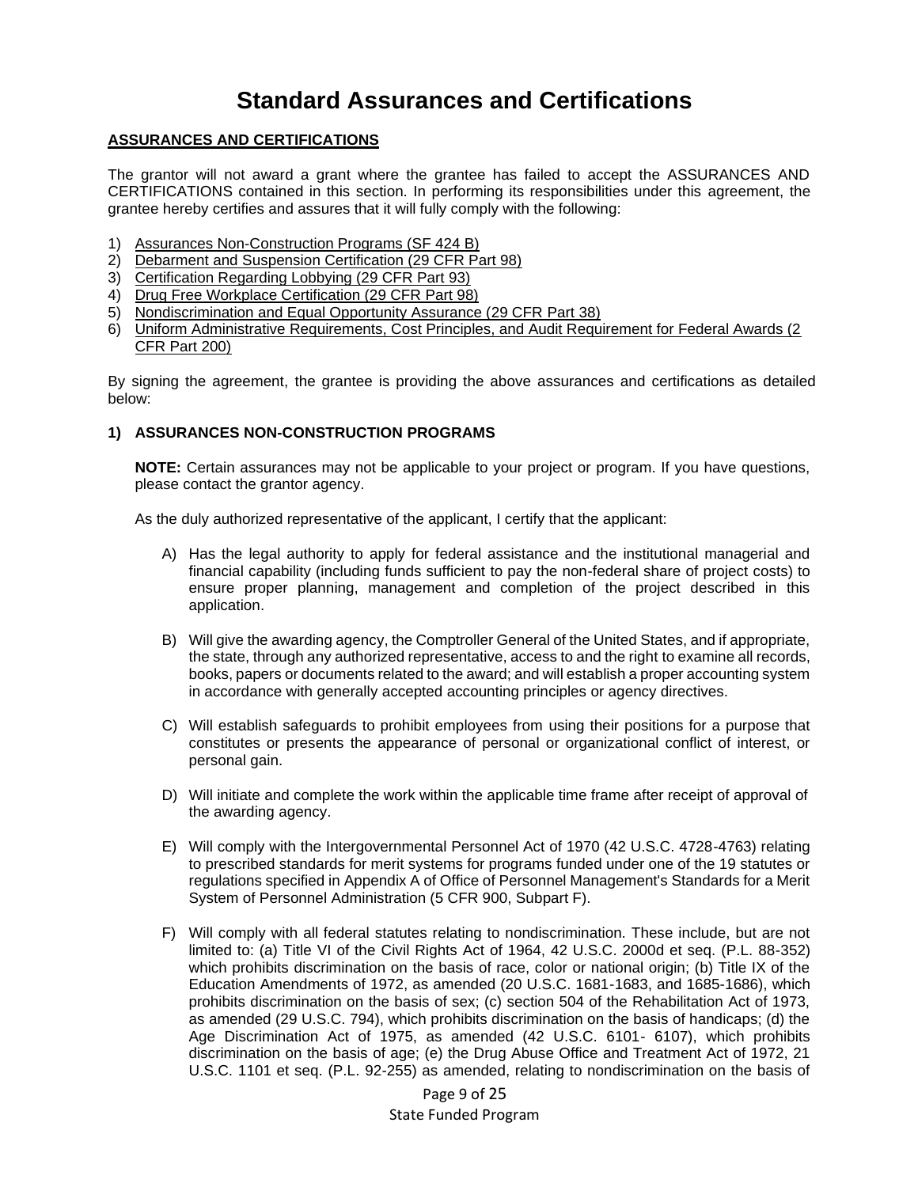# Standard Assurances and Certifications

**ASSURANCES AND CERTIFICATIONS**

The grantor will not award a grant where the grantee has failed to accept the ASSURANCES AND CERTIFICATIONS contained in this section. In performing its responsibilities under this agreement, the grantee hereby certifies and assures that it will fully comply with the following:

1) Assurances Non-Construction Programs (SF 424 B)
2) Debarment and Suspension Certification (29 CFR Part 98)
3) Certification Regarding Lobbying (29 CFR Part 93)
4) Drug Free Workplace Certification (29 CFR Part 98)
5) Nondiscrimination and Equal Opportunity Assurance (29 CFR Part 38)
6) Uniform Administrative Requirements, Cost Principles, and Audit Requirement for Federal Awards (2 CFR Part 200)

By signing the agreement, the grantee is providing the above assurances and certifications as detailed below:

**1) ASSURANCES NON-CONSTRUCTION PROGRAMS**

**NOTE:** Certain assurances may not be applicable to your project or program. If you have questions, please contact the grantor agency.

As the duly authorized representative of the applicant, I certify that the applicant:

A) Has the legal authority to apply for federal assistance and the institutional managerial and financial capability (including funds sufficient to pay the non-federal share of project costs) to ensure proper planning, management and completion of the project described in this application.

B) Will give the awarding agency, the Comptroller General of the United States, and if appropriate, the state, through any authorized representative, access to and the right to examine all records, books, papers or documents related to the award; and will establish a proper accounting system in accordance with generally accepted accounting principles or agency directives.

C) Will establish safeguards to prohibit employees from using their positions for a purpose that constitutes or presents the appearance of personal or organizational conflict of interest, or personal gain.

D) Will initiate and complete the work within the applicable time frame after receipt of approval of the awarding agency.

E) Will comply with the Intergovernmental Personnel Act of 1970 (42 U.S.C. 4728-4763) relating to prescribed standards for merit systems for programs funded under one of the 19 statutes or regulations specified in Appendix A of Office of Personnel Management's Standards for a Merit System of Personnel Administration (5 CFR 900, Subpart F).

F) Will comply with all federal statutes relating to nondiscrimination. These include, but are not limited to: (a) Title VI of the Civil Rights Act of 1964, 42 U.S.C. 2000d et seq. (P.L. 88-352) which prohibits discrimination on the basis of race, color or national origin; (b) Title IX of the Education Amendments of 1972, as amended (20 U.S.C. 1681-1683, and 1685-1686), which prohibits discrimination on the basis of sex; (c) section 504 of the Rehabilitation Act of 1973, as amended (29 U.S.C. 794), which prohibits discrimination on the basis of handicaps; (d) the Age Discrimination Act of 1975, as amended (42 U.S.C. 6101- 6107), which prohibits discrimination on the basis of age; (e) the Drug Abuse Office and Treatment Act of 1972, 21 U.S.C. 1101 et seq. (P.L. 92-255) as amended, relating to nondiscrimination on the basis of

State Funded Program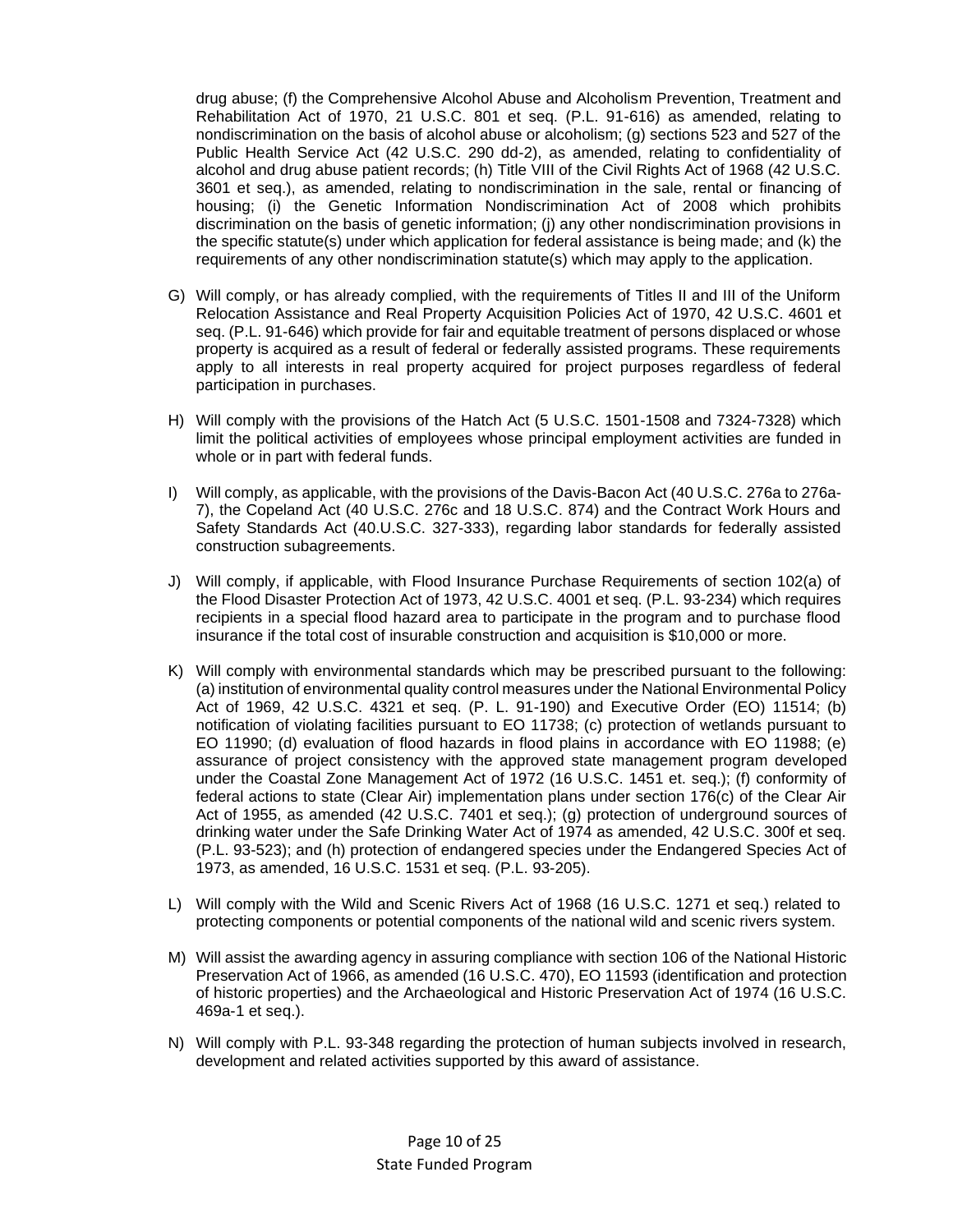drug abuse; (f) the Comprehensive Alcohol Abuse and Alcoholism Prevention, Treatment and Rehabilitation Act of 1970, 21 U.S.C. 801 et seq. (P.L. 91-616) as amended, relating to nondiscrimination on the basis of alcohol abuse or alcoholism; (g) sections 523 and 527 of the Public Health Service Act (42 U.S.C. 290 dd-2), as amended, relating to confidentiality of alcohol and drug abuse patient records; (h) Title VIII of the Civil Rights Act of 1968 (42 U.S.C. 3601 et seq.), as amended, relating to nondiscrimination in the sale, rental or financing of housing; (i) the Genetic Information Nondiscrimination Act of 2008 which prohibits discrimination on the basis of genetic information; (j) any other nondiscrimination provisions in the specific statute(s) under which application for federal assistance is being made; and (k) the requirements of any other nondiscrimination statute(s) which may apply to the application.

G) Will comply, or has already complied, with the requirements of Titles II and III of the Uniform Relocation Assistance and Real Property Acquisition Policies Act of 1970, 42 U.S.C. 4601 et seq. (P.L. 91-646) which provide for fair and equitable treatment of persons displaced or whose property is acquired as a result of federal or federally assisted programs. These requirements apply to all interests in real property acquired for project purposes regardless of federal participation in purchases.

H) Will comply with the provisions of the Hatch Act (5 U.S.C. 1501-1508 and 7324-7328) which limit the political activities of employees whose principal employment activities are funded in whole or in part with federal funds.

I) Will comply, as applicable, with the provisions of the Davis-Bacon Act (40 U.S.C. 276a to 276a-7), the Copeland Act (40 U.S.C. 276c and 18 U.S.C. 874) and the Contract Work Hours and Safety Standards Act (40.U.S.C. 327-333), regarding labor standards for federally assisted construction subagreements.

J) Will comply, if applicable, with Flood Insurance Purchase Requirements of section 102(a) of the Flood Disaster Protection Act of 1973, 42 U.S.C. 4001 et seq. (P.L. 93-234) which requires recipients in a special flood hazard area to participate in the program and to purchase flood insurance if the total cost of insurable construction and acquisition is $10,000 or more.

K) Will comply with environmental standards which may be prescribed pursuant to the following: (a) institution of environmental quality control measures under the National Environmental Policy Act of 1969, 42 U.S.C. 4321 et seq. (P. L. 91-190) and Executive Order (EO) 11514; (b) notification of violating facilities pursuant to EO 11738; (c) protection of wetlands pursuant to EO 11990; (d) evaluation of flood hazards in flood plains in accordance with EO 11988; (e) assurance of project consistency with the approved state management program developed under the Coastal Zone Management Act of 1972 (16 U.S.C. 1451 et. seq.); (f) conformity of federal actions to state (Clear Air) implementation plans under section 176(c) of the Clear Air Act of 1955, as amended (42 U.S.C. 7401 et seq.); (g) protection of underground sources of drinking water under the Safe Drinking Water Act of 1974 as amended, 42 U.S.C. 300f et seq. (P.L. 93-523); and (h) protection of endangered species under the Endangered Species Act of 1973, as amended, 16 U.S.C. 1531 et seq. (P.L. 93-205).

L) Will comply with the Wild and Scenic Rivers Act of 1968 (16 U.S.C. 1271 et seq.) related to protecting components or potential components of the national wild and scenic rivers system.

M) Will assist the awarding agency in assuring compliance with section 106 of the National Historic Preservation Act of 1966, as amended (16 U.S.C. 470), EO 11593 (identification and protection of historic properties) and the Archaeological and Historic Preservation Act of 1974 (16 U.S.C. 469a-1 et seq.).

N) Will comply with P.L. 93-348 regarding the protection of human subjects involved in research, development and related activities supported by this award of assistance.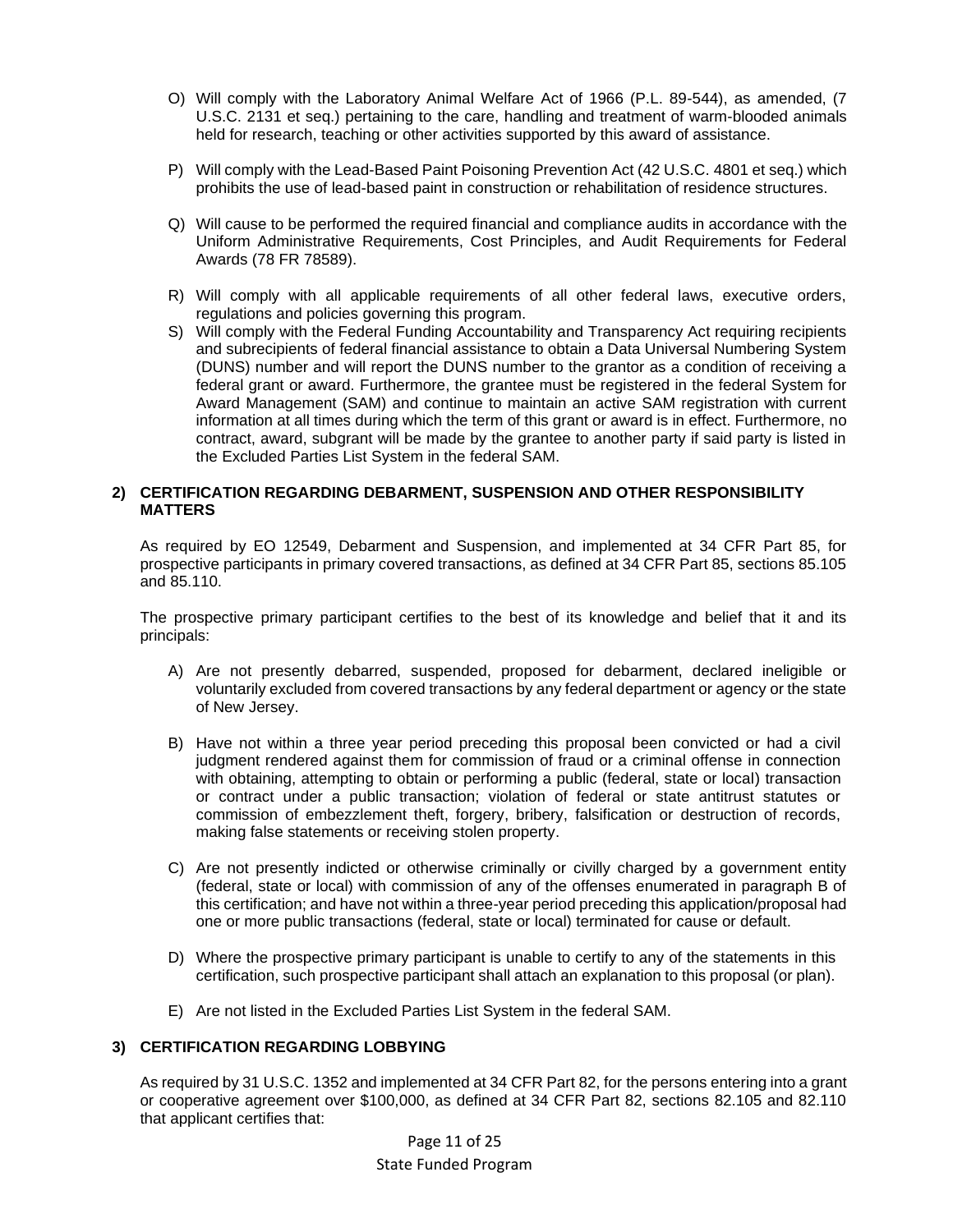O) Will comply with the Laboratory Animal Welfare Act of 1966 (P.L. 89-544), as amended, (7 U.S.C. 2131 et seq.) pertaining to the care, handling and treatment of warm-blooded animals held for research, teaching or other activities supported by this award of assistance.

P) Will comply with the Lead-Based Paint Poisoning Prevention Act (42 U.S.C. 4801 et seq.) which prohibits the use of lead-based paint in construction or rehabilitation of residence structures.

Q) Will cause to be performed the required financial and compliance audits in accordance with the Uniform Administrative Requirements, Cost Principles, and Audit Requirements for Federal Awards (78 FR 78589).

R) Will comply with all applicable requirements of all other federal laws, executive orders, regulations and policies governing this program.

S) Will comply with the Federal Funding Accountability and Transparency Act requiring recipients and subrecipients of federal financial assistance to obtain a Data Universal Numbering System (DUNS) number and will report the DUNS number to the grantor as a condition of receiving a federal grant or award. Furthermore, the grantee must be registered in the federal System for Award Management (SAM) and continue to maintain an active SAM registration with current information at all times during which the term of this grant or award is in effect. Furthermore, no contract, award, subgrant will be made by the grantee to another party if said party is listed in the Excluded Parties List System in the federal SAM.

**2) CERTIFICATION REGARDING DEBARMENT, SUSPENSION AND OTHER RESPONSIBILITY MATTERS**

As required by EO 12549, Debarment and Suspension, and implemented at 34 CFR Part 85, for prospective participants in primary covered transactions, as defined at 34 CFR Part 85, sections 85.105 and 85.110.

The prospective primary participant certifies to the best of its knowledge and belief that it and its principals:

A) Are not presently debarred, suspended, proposed for debarment, declared ineligible or voluntarily excluded from covered transactions by any federal department or agency or the state of New Jersey.

B) Have not within a three year period preceding this proposal been convicted or had a civil judgment rendered against them for commission of fraud or a criminal offense in connection with obtaining, attempting to obtain or performing a public (federal, state or local) transaction or contract under a public transaction; violation of federal or state antitrust statutes or commission of embezzlement theft, forgery, bribery, falsification or destruction of records, making false statements or receiving stolen property.

C) Are not presently indicted or otherwise criminally or civilly charged by a government entity (federal, state or local) with commission of any of the offenses enumerated in paragraph B of this certification; and have not within a three-year period preceding this application/proposal had one or more public transactions (federal, state or local) terminated for cause or default.

D) Where the prospective primary participant is unable to certify to any of the statements in this certification, such prospective participant shall attach an explanation to this proposal (or plan).

E) Are not listed in the Excluded Parties List System in the federal SAM.

**3) CERTIFICATION REGARDING LOBBYING**

As required by 31 U.S.C. 1352 and implemented at 34 CFR Part 82, for the persons entering into a grant or cooperative agreement over $100,000, as defined at 34 CFR Part 82, sections 82.105 and 82.110 that applicant certifies that: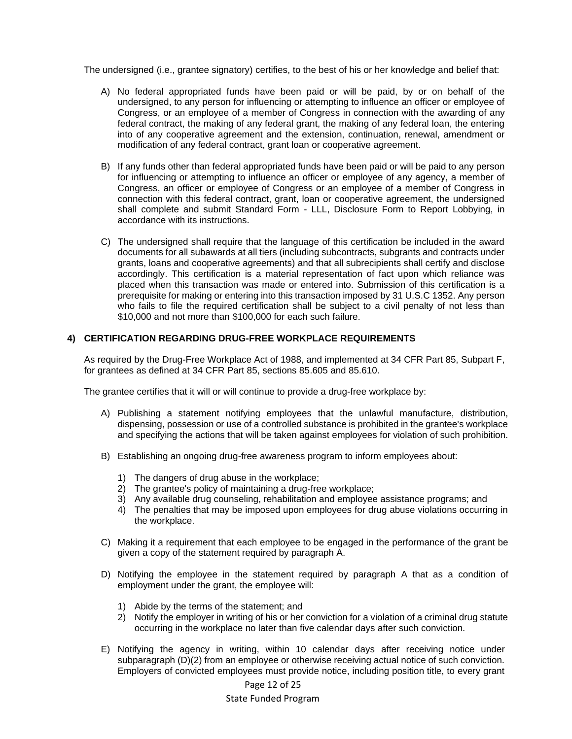The undersigned (i.e., grantee signatory) certifies, to the best of his or her knowledge and belief that:

A) No federal appropriated funds have been paid or will be paid, by or on behalf of the undersigned, to any person for influencing or attempting to influence an officer or employee of Congress, or an employee of a member of Congress in connection with the awarding of any federal contract, the making of any federal grant, the making of any federal loan, the entering into of any cooperative agreement and the extension, continuation, renewal, amendment or modification of any federal contract, grant loan or cooperative agreement.

B) If any funds other than federal appropriated funds have been paid or will be paid to any person for influencing or attempting to influence an officer or employee of any agency, a member of Congress, an officer or employee of Congress or an employee of a member of Congress in connection with this federal contract, grant, loan or cooperative agreement, the undersigned shall complete and submit Standard Form - LLL, Disclosure Form to Report Lobbying, in accordance with its instructions.

C) The undersigned shall require that the language of this certification be included in the award documents for all subawards at all tiers (including subcontracts, subgrants and contracts under grants, loans and cooperative agreements) and that all subrecipients shall certify and disclose accordingly. This certification is a material representation of fact upon which reliance was placed when this transaction was made or entered into. Submission of this certification is a prerequisite for making or entering into this transaction imposed by 31 U.S.C 1352. Any person who fails to file the required certification shall be subject to a civil penalty of not less than $10,000 and not more than $100,000 for each such failure.

**4) CERTIFICATION REGARDING DRUG-FREE WORKPLACE REQUIREMENTS**

As required by the Drug-Free Workplace Act of 1988, and implemented at 34 CFR Part 85, Subpart F, for grantees as defined at 34 CFR Part 85, sections 85.605 and 85.610.

The grantee certifies that it will or will continue to provide a drug-free workplace by:

A) Publishing a statement notifying employees that the unlawful manufacture, distribution, dispensing, possession or use of a controlled substance is prohibited in the grantee's workplace and specifying the actions that will be taken against employees for violation of such prohibition.

B) Establishing an ongoing drug-free awareness program to inform employees about:

1) The dangers of drug abuse in the workplace;
2) The grantee's policy of maintaining a drug-free workplace;
3) Any available drug counseling, rehabilitation and employee assistance programs; and
4) The penalties that may be imposed upon employees for drug abuse violations occurring in the workplace.

C) Making it a requirement that each employee to be engaged in the performance of the grant be given a copy of the statement required by paragraph A.

D) Notifying the employee in the statement required by paragraph A that as a condition of employment under the grant, the employee will:

1) Abide by the terms of the statement; and
2) Notify the employer in writing of his or her conviction for a violation of a criminal drug statute occurring in the workplace no later than five calendar days after such conviction.

E) Notifying the agency in writing, within 10 calendar days after receiving notice under subparagraph (D)(2) from an employee or otherwise receiving actual notice of such conviction. Employers of convicted employees must provide notice, including position title, to every grant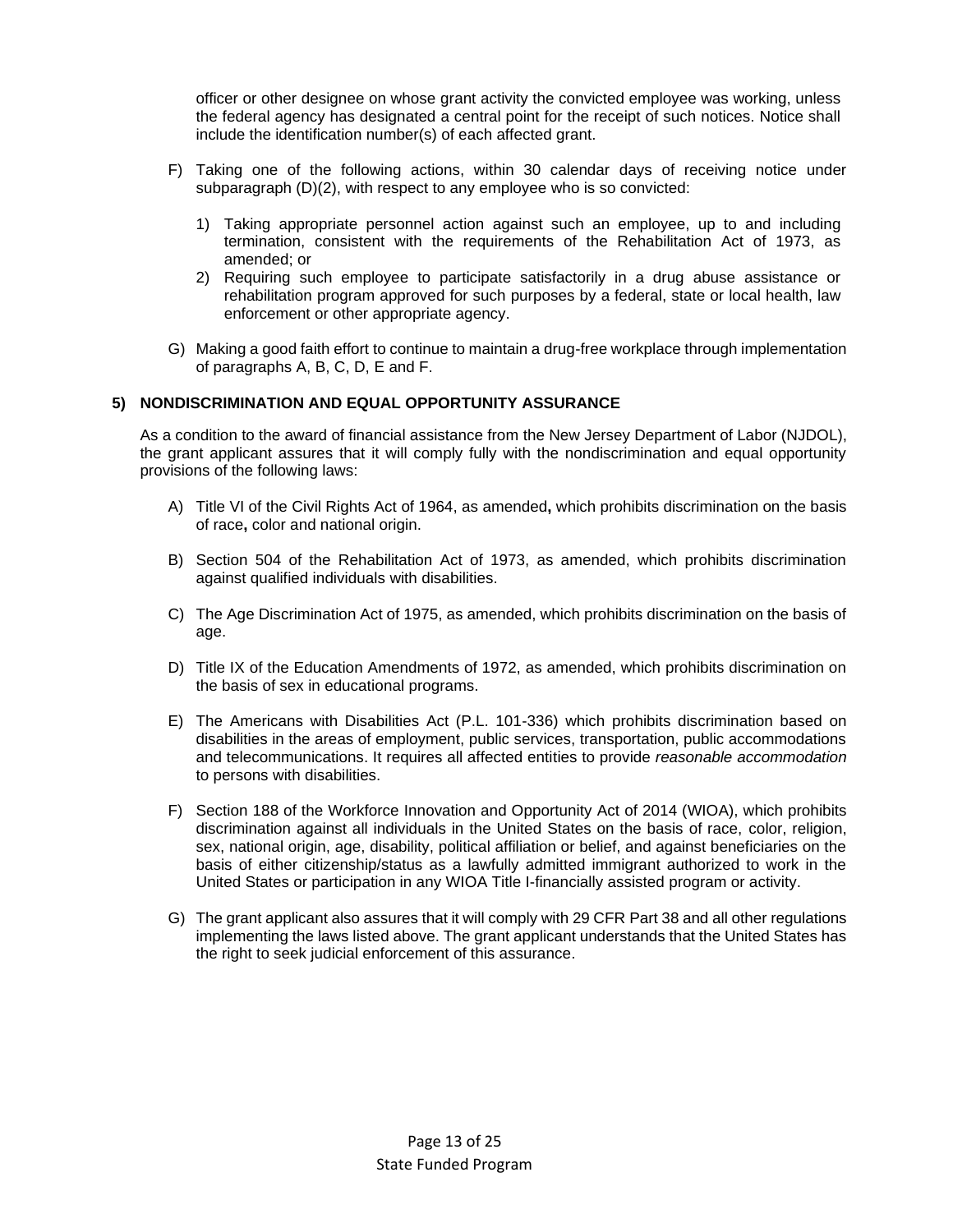officer or other designee on whose grant activity the convicted employee was working, unless the federal agency has designated a central point for the receipt of such notices. Notice shall include the identification number(s) of each affected grant.

F) Taking one of the following actions, within 30 calendar days of receiving notice under subparagraph (D)(2), with respect to any employee who is so convicted:

1) Taking appropriate personnel action against such an employee, up to and including termination, consistent with the requirements of the Rehabilitation Act of 1973, as amended; or
2) Requiring such employee to participate satisfactorily in a drug abuse assistance or rehabilitation program approved for such purposes by a federal, state or local health, law enforcement or other appropriate agency.

G) Making a good faith effort to continue to maintain a drug-free workplace through implementation of paragraphs A, B, C, D, E and F.

### 5) NONDISCRIMINATION AND EQUAL OPPORTUNITY ASSURANCE

As a condition to the award of financial assistance from the New Jersey Department of Labor (NJDOL), the grant applicant assures that it will comply fully with the nondiscrimination and equal opportunity provisions of the following laws:

A) Title VI of the Civil Rights Act of 1964, as amended**,** which prohibits discrimination on the basis of race**,** color and national origin.

B) Section 504 of the Rehabilitation Act of 1973, as amended, which prohibits discrimination against qualified individuals with disabilities.

C) The Age Discrimination Act of 1975, as amended, which prohibits discrimination on the basis of age.

D) Title IX of the Education Amendments of 1972, as amended, which prohibits discrimination on the basis of sex in educational programs.

E) The Americans with Disabilities Act (P.L. 101-336) which prohibits discrimination based on disabilities in the areas of employment, public services, transportation, public accommodations and telecommunications. It requires all affected entities to provide *reasonable accommodation* to persons with disabilities.

F) Section 188 of the Workforce Innovation and Opportunity Act of 2014 (WIOA), which prohibits discrimination against all individuals in the United States on the basis of race, color, religion, sex, national origin, age, disability, political affiliation or belief, and against beneficiaries on the basis of either citizenship/status as a lawfully admitted immigrant authorized to work in the United States or participation in any WIOA Title I-financially assisted program or activity.

G) The grant applicant also assures that it will comply with 29 CFR Part 38 and all other regulations implementing the laws listed above. The grant applicant understands that the United States has the right to seek judicial enforcement of this assurance.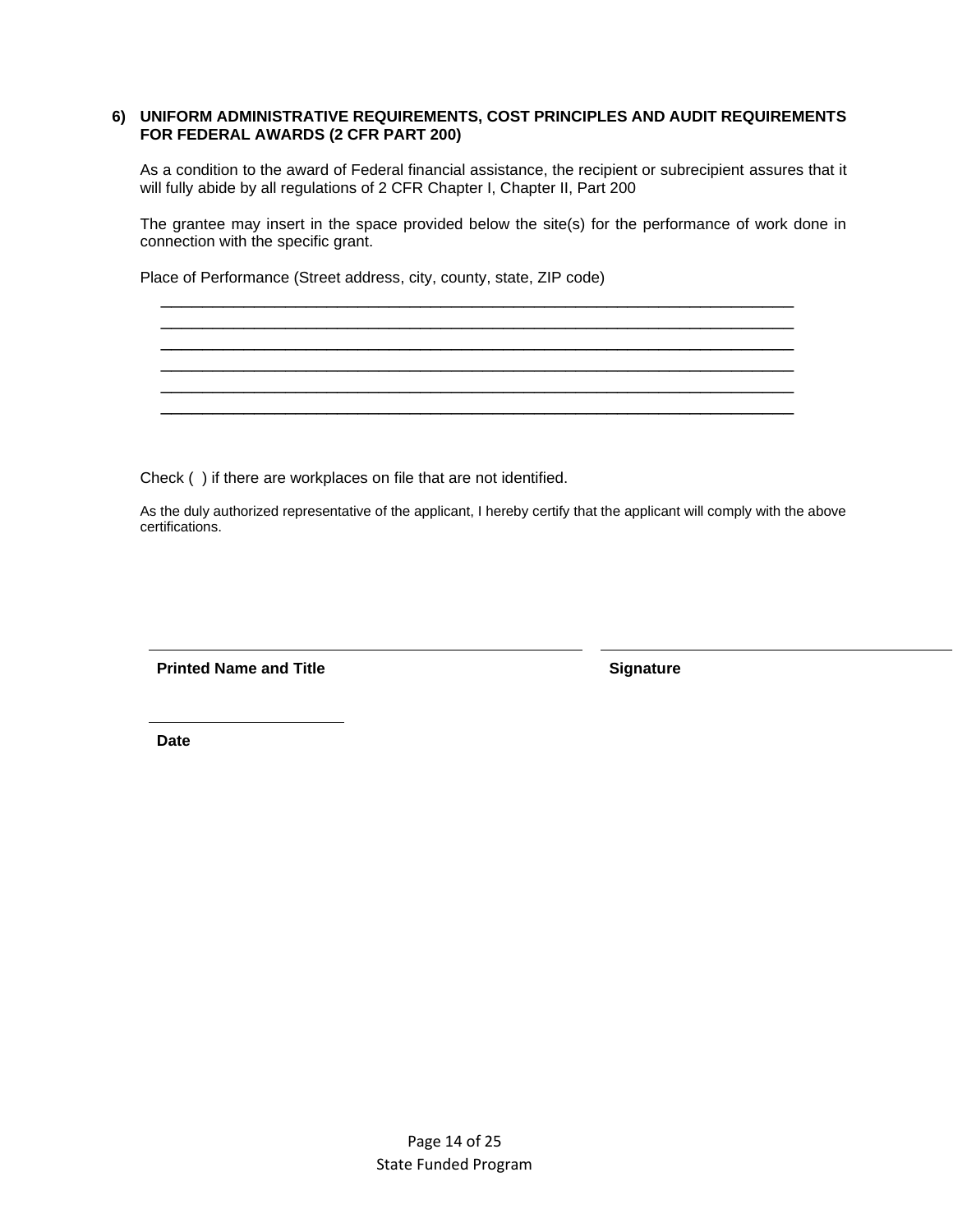**6) UNIFORM ADMINISTRATIVE REQUIREMENTS, COST PRINCIPLES AND AUDIT REQUIREMENTS FOR FEDERAL AWARDS (2 CFR PART 200)**

As a condition to the award of Federal financial assistance, the recipient or subrecipient assures that it will fully abide by all regulations of 2 CFR Chapter I, Chapter II, Part 200

The grantee may insert in the space provided below the site(s) for the performance of work done in connection with the specific grant.

Place of Performance (Street address, city, county, state, ZIP code)

\_\_\_\_\_\_\_\_\_\_\_\_\_\_\_\_\_\_\_\_\_\_\_\_\_\_\_\_\_\_\_\_\_\_\_\_\_\_\_\_\_\_\_\_\_\_\_\_\_\_\_\_\_\_\_\_\_\_\_\_\_\_\_\_\_\_\_\_\_\_\_\_
\_\_\_\_\_\_\_\_\_\_\_\_\_\_\_\_\_\_\_\_\_\_\_\_\_\_\_\_\_\_\_\_\_\_\_\_\_\_\_\_\_\_\_\_\_\_\_\_\_\_\_\_\_\_\_\_\_\_\_\_\_\_\_\_\_\_\_\_\_\_\_\_
\_\_\_\_\_\_\_\_\_\_\_\_\_\_\_\_\_\_\_\_\_\_\_\_\_\_\_\_\_\_\_\_\_\_\_\_\_\_\_\_\_\_\_\_\_\_\_\_\_\_\_\_\_\_\_\_\_\_\_\_\_\_\_\_\_\_\_\_\_\_\_\_
\_\_\_\_\_\_\_\_\_\_\_\_\_\_\_\_\_\_\_\_\_\_\_\_\_\_\_\_\_\_\_\_\_\_\_\_\_\_\_\_\_\_\_\_\_\_\_\_\_\_\_\_\_\_\_\_\_\_\_\_\_\_\_\_\_\_\_\_\_\_\_\_
\_\_\_\_\_\_\_\_\_\_\_\_\_\_\_\_\_\_\_\_\_\_\_\_\_\_\_\_\_\_\_\_\_\_\_\_\_\_\_\_\_\_\_\_\_\_\_\_\_\_\_\_\_\_\_\_\_\_\_\_\_\_\_\_\_\_\_\_\_\_\_\_
\_\_\_\_\_\_\_\_\_\_\_\_\_\_\_\_\_\_\_\_\_\_\_\_\_\_\_\_\_\_\_\_\_\_\_\_\_\_\_\_\_\_\_\_\_\_\_\_\_\_\_\_\_\_\_\_\_\_\_\_\_\_\_\_\_\_\_\_\_\_\_\_

Check ( ) if there are workplaces on file that are not identified.

As the duly authorized representative of the applicant, I hereby certify that the applicant will comply with the above certifications.

\_\_\_\_\_\_\_\_\_\_\_\_\_\_\_\_\_\_\_\_\_\_\_\_\_\_\_\_\_\_\_\_\_\_\_\_ \_\_\_\_\_\_\_\_\_\_\_\_\_\_\_\_\_\_\_\_\_\_\_\_\_\_\_\_\_\_\_\_\_\_\_\_

**Printed Name and Title** **Signature**

\_\_\_\_\_\_\_\_\_\_\_\_\_\_\_\_\_\_

**Date**

State Funded Program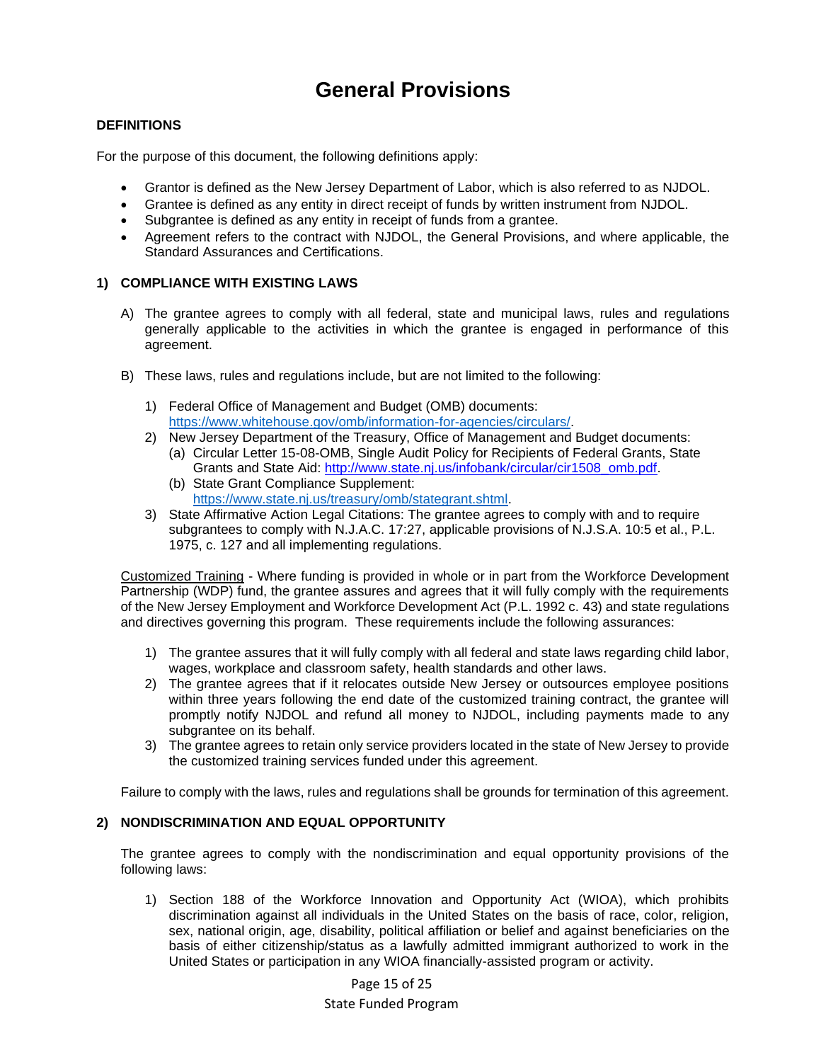# General Provisions

**DEFINITIONS**

For the purpose of this document, the following definitions apply:

- Grantor is defined as the New Jersey Department of Labor, which is also referred to as NJDOL.
- Grantee is defined as any entity in direct receipt of funds by written instrument from NJDOL.
- Subgrantee is defined as any entity in receipt of funds from a grantee.
- Agreement refers to the contract with NJDOL, the General Provisions, and where applicable, the Standard Assurances and Certifications.

**1) COMPLIANCE WITH EXISTING LAWS**

A) The grantee agrees to comply with all federal, state and municipal laws, rules and regulations generally applicable to the activities in which the grantee is engaged in performance of this agreement.

B) These laws, rules and regulations include, but are not limited to the following:

1) Federal Office of Management and Budget (OMB) documents: https://www.whitehouse.gov/omb/information-for-agencies/circulars/.
2) New Jersey Department of the Treasury, Office of Management and Budget documents:
   (a) Circular Letter 15-08-OMB, Single Audit Policy for Recipients of Federal Grants, State Grants and State Aid: http://www.state.nj.us/infobank/circular/cir1508_omb.pdf.
   (b) State Grant Compliance Supplement: https://www.state.nj.us/treasury/omb/stategrant.shtml.
3) State Affirmative Action Legal Citations: The grantee agrees to comply with and to require subgrantees to comply with N.J.A.C. 17:27, applicable provisions of N.J.S.A. 10:5 et al., P.L. 1975, c. 127 and all implementing regulations.

Customized Training - Where funding is provided in whole or in part from the Workforce Development Partnership (WDP) fund, the grantee assures and agrees that it will fully comply with the requirements of the New Jersey Employment and Workforce Development Act (P.L. 1992 c. 43) and state regulations and directives governing this program. These requirements include the following assurances:

1) The grantee assures that it will fully comply with all federal and state laws regarding child labor, wages, workplace and classroom safety, health standards and other laws.
2) The grantee agrees that if it relocates outside New Jersey or outsources employee positions within three years following the end date of the customized training contract, the grantee will promptly notify NJDOL and refund all money to NJDOL, including payments made to any subgrantee on its behalf.
3) The grantee agrees to retain only service providers located in the state of New Jersey to provide the customized training services funded under this agreement.

Failure to comply with the laws, rules and regulations shall be grounds for termination of this agreement.

**2) NONDISCRIMINATION AND EQUAL OPPORTUNITY**

The grantee agrees to comply with the nondiscrimination and equal opportunity provisions of the following laws:

1) Section 188 of the Workforce Innovation and Opportunity Act (WIOA), which prohibits discrimination against all individuals in the United States on the basis of race, color, religion, sex, national origin, age, disability, political affiliation or belief and against beneficiaries on the basis of either citizenship/status as a lawfully admitted immigrant authorized to work in the United States or participation in any WIOA financially-assisted program or activity.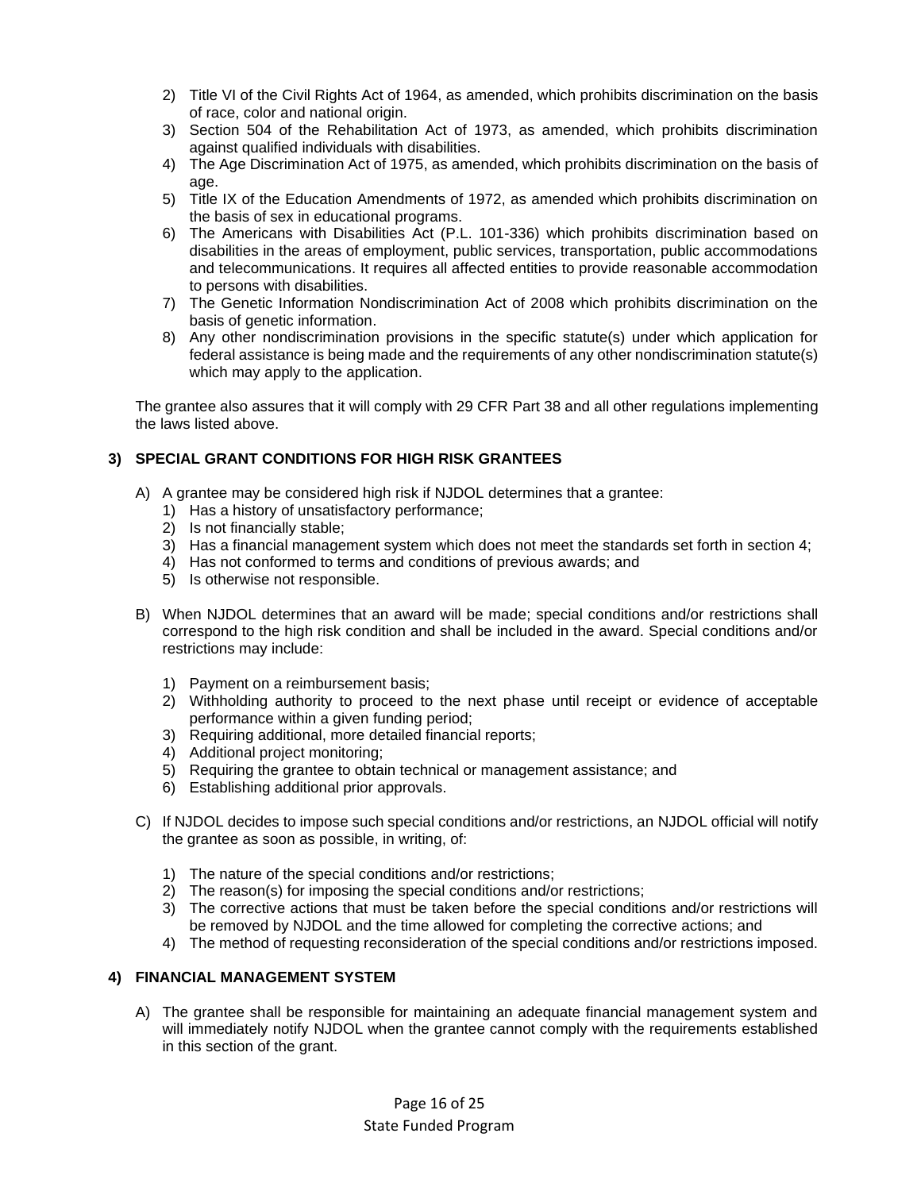2) Title VI of the Civil Rights Act of 1964, as amended, which prohibits discrimination on the basis of race, color and national origin.
3) Section 504 of the Rehabilitation Act of 1973, as amended, which prohibits discrimination against qualified individuals with disabilities.
4) The Age Discrimination Act of 1975, as amended, which prohibits discrimination on the basis of age.
5) Title IX of the Education Amendments of 1972, as amended which prohibits discrimination on the basis of sex in educational programs.
6) The Americans with Disabilities Act (P.L. 101-336) which prohibits discrimination based on disabilities in the areas of employment, public services, transportation, public accommodations and telecommunications. It requires all affected entities to provide reasonable accommodation to persons with disabilities.
7) The Genetic Information Nondiscrimination Act of 2008 which prohibits discrimination on the basis of genetic information.
8) Any other nondiscrimination provisions in the specific statute(s) under which application for federal assistance is being made and the requirements of any other nondiscrimination statute(s) which may apply to the application.

The grantee also assures that it will comply with 29 CFR Part 38 and all other regulations implementing the laws listed above.

**3) SPECIAL GRANT CONDITIONS FOR HIGH RISK GRANTEES**

A) A grantee may be considered high risk if NJDOL determines that a grantee:
   1) Has a history of unsatisfactory performance;
   2) Is not financially stable;
   3) Has a financial management system which does not meet the standards set forth in section 4;
   4) Has not conformed to terms and conditions of previous awards; and
   5) Is otherwise not responsible.

B) When NJDOL determines that an award will be made; special conditions and/or restrictions shall correspond to the high risk condition and shall be included in the award. Special conditions and/or restrictions may include:

   1) Payment on a reimbursement basis;
   2) Withholding authority to proceed to the next phase until receipt or evidence of acceptable performance within a given funding period;
   3) Requiring additional, more detailed financial reports;
   4) Additional project monitoring;
   5) Requiring the grantee to obtain technical or management assistance; and
   6) Establishing additional prior approvals.

C) If NJDOL decides to impose such special conditions and/or restrictions, an NJDOL official will notify the grantee as soon as possible, in writing, of:

   1) The nature of the special conditions and/or restrictions;
   2) The reason(s) for imposing the special conditions and/or restrictions;
   3) The corrective actions that must be taken before the special conditions and/or restrictions will be removed by NJDOL and the time allowed for completing the corrective actions; and
   4) The method of requesting reconsideration of the special conditions and/or restrictions imposed.

**4) FINANCIAL MANAGEMENT SYSTEM**

A) The grantee shall be responsible for maintaining an adequate financial management system and will immediately notify NJDOL when the grantee cannot comply with the requirements established in this section of the grant.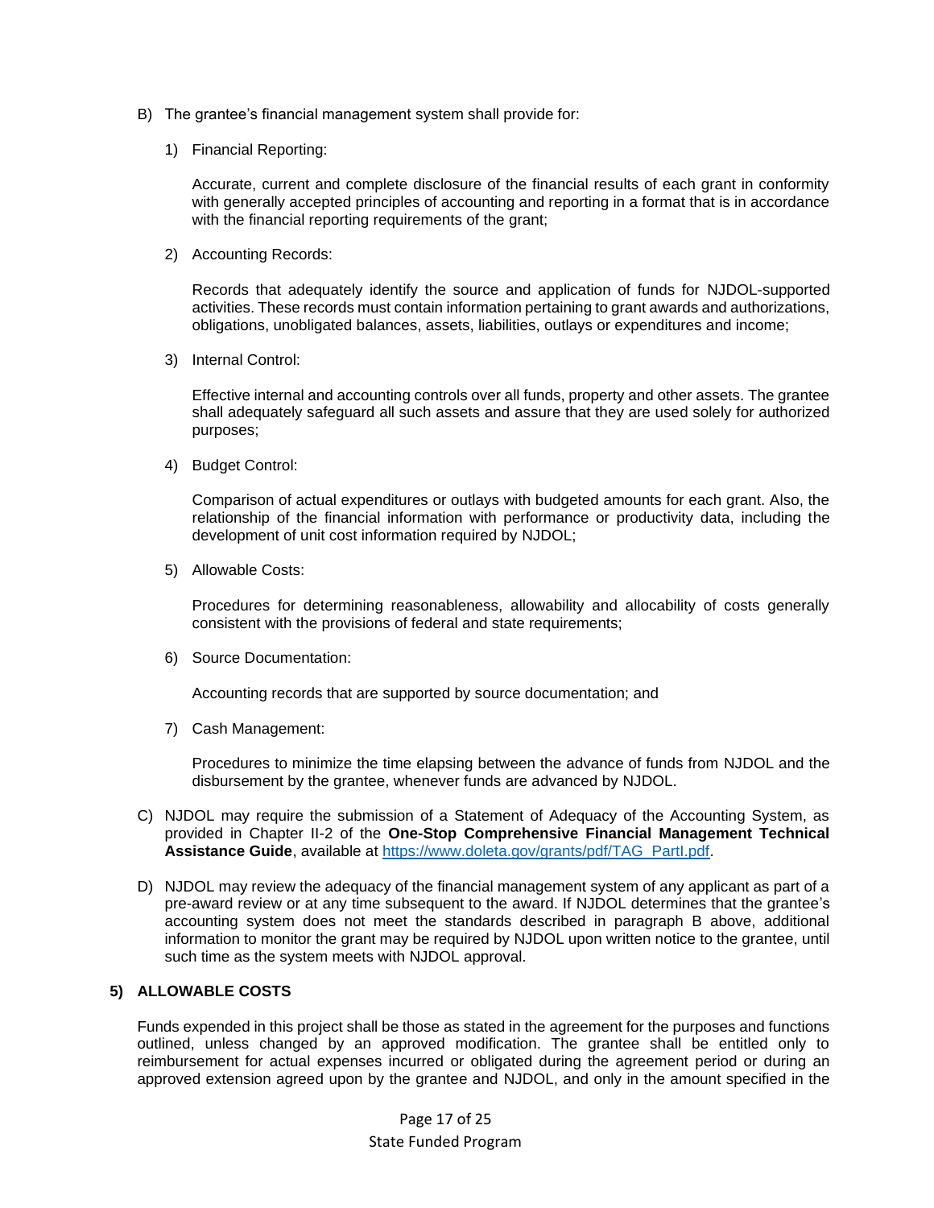B) The grantee's financial management system shall provide for:

1) Financial Reporting:

   Accurate, current and complete disclosure of the financial results of each grant in conformity with generally accepted principles of accounting and reporting in a format that is in accordance with the financial reporting requirements of the grant;

2) Accounting Records:

   Records that adequately identify the source and application of funds for NJDOL-supported activities. These records must contain information pertaining to grant awards and authorizations, obligations, unobligated balances, assets, liabilities, outlays or expenditures and income;

3) Internal Control:

   Effective internal and accounting controls over all funds, property and other assets. The grantee shall adequately safeguard all such assets and assure that they are used solely for authorized purposes;

4) Budget Control:

   Comparison of actual expenditures or outlays with budgeted amounts for each grant. Also, the relationship of the financial information with performance or productivity data, including the development of unit cost information required by NJDOL;

5) Allowable Costs:

   Procedures for determining reasonableness, allowability and allocability of costs generally consistent with the provisions of federal and state requirements;

6) Source Documentation:

   Accounting records that are supported by source documentation; and

7) Cash Management:

   Procedures to minimize the time elapsing between the advance of funds from NJDOL and the disbursement by the grantee, whenever funds are advanced by NJDOL.

C) NJDOL may require the submission of a Statement of Adequacy of the Accounting System, as provided in Chapter II-2 of the **One-Stop Comprehensive Financial Management Technical Assistance Guide**, available at [https://www.doleta.gov/grants/pdf/TAG_PartI.pdf](https://www.doleta.gov/grants/pdf/TAG_PartI.pdf).

D) NJDOL may review the adequacy of the financial management system of any applicant as part of a pre-award review or at any time subsequent to the award. If NJDOL determines that the grantee's accounting system does not meet the standards described in paragraph B above, additional information to monitor the grant may be required by NJDOL upon written notice to the grantee, until such time as the system meets with NJDOL approval.

### 5) ALLOWABLE COSTS

Funds expended in this project shall be those as stated in the agreement for the purposes and functions outlined, unless changed by an approved modification. The grantee shall be entitled only to reimbursement for actual expenses incurred or obligated during the agreement period or during an approved extension agreed upon by the grantee and NJDOL, and only in the amount specified in the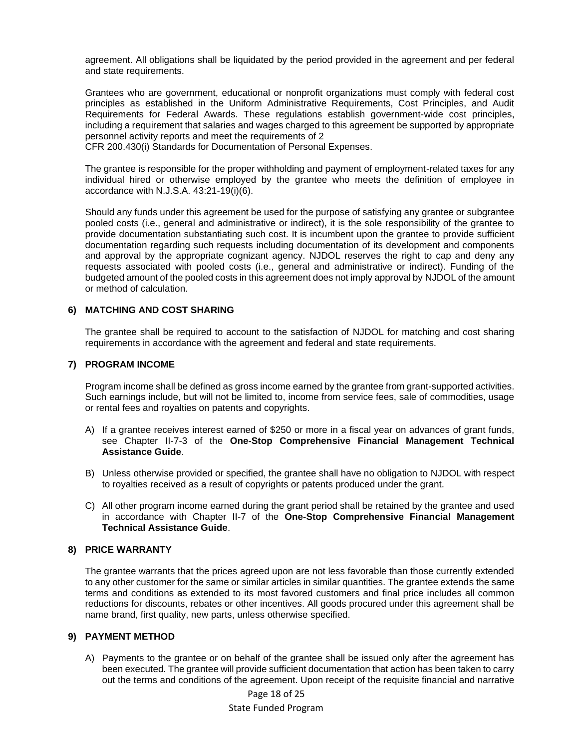agreement. All obligations shall be liquidated by the period provided in the agreement and per federal and state requirements.

Grantees who are government, educational or nonprofit organizations must comply with federal cost principles as established in the Uniform Administrative Requirements, Cost Principles, and Audit Requirements for Federal Awards. These regulations establish government-wide cost principles, including a requirement that salaries and wages charged to this agreement be supported by appropriate personnel activity reports and meet the requirements of 2 CFR 200.430(i) Standards for Documentation of Personal Expenses.

The grantee is responsible for the proper withholding and payment of employment-related taxes for any individual hired or otherwise employed by the grantee who meets the definition of employee in accordance with N.J.S.A. 43:21-19(i)(6).

Should any funds under this agreement be used for the purpose of satisfying any grantee or subgrantee pooled costs (i.e., general and administrative or indirect), it is the sole responsibility of the grantee to provide documentation substantiating such cost. It is incumbent upon the grantee to provide sufficient documentation regarding such requests including documentation of its development and components and approval by the appropriate cognizant agency. NJDOL reserves the right to cap and deny any requests associated with pooled costs (i.e., general and administrative or indirect). Funding of the budgeted amount of the pooled costs in this agreement does not imply approval by NJDOL of the amount or method of calculation.

### 6) MATCHING AND COST SHARING

The grantee shall be required to account to the satisfaction of NJDOL for matching and cost sharing requirements in accordance with the agreement and federal and state requirements.

### 7) PROGRAM INCOME

Program income shall be defined as gross income earned by the grantee from grant-supported activities. Such earnings include, but will not be limited to, income from service fees, sale of commodities, usage or rental fees and royalties on patents and copyrights.

A) If a grantee receives interest earned of $250 or more in a fiscal year on advances of grant funds, see Chapter II-7-3 of the **One-Stop Comprehensive Financial Management Technical Assistance Guide**.

B) Unless otherwise provided or specified, the grantee shall have no obligation to NJDOL with respect to royalties received as a result of copyrights or patents produced under the grant.

C) All other program income earned during the grant period shall be retained by the grantee and used in accordance with Chapter II-7 of the **One-Stop Comprehensive Financial Management Technical Assistance Guide**.

### 8) PRICE WARRANTY

The grantee warrants that the prices agreed upon are not less favorable than those currently extended to any other customer for the same or similar articles in similar quantities. The grantee extends the same terms and conditions as extended to its most favored customers and final price includes all common reductions for discounts, rebates or other incentives. All goods procured under this agreement shall be name brand, first quality, new parts, unless otherwise specified.

### 9) PAYMENT METHOD

A) Payments to the grantee or on behalf of the grantee shall be issued only after the agreement has been executed. The grantee will provide sufficient documentation that action has been taken to carry out the terms and conditions of the agreement. Upon receipt of the requisite financial and narrative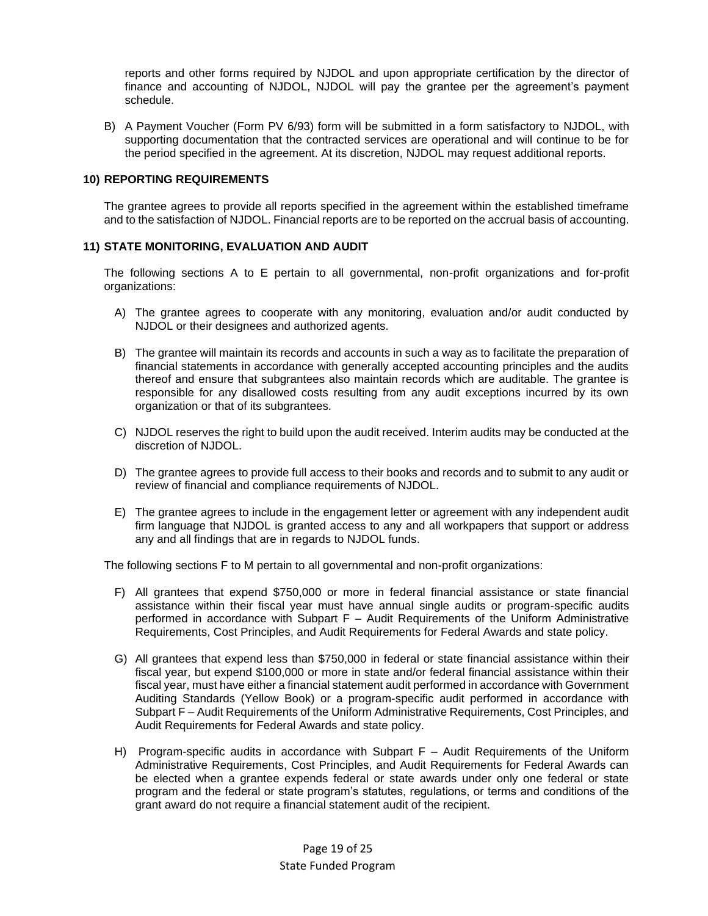reports and other forms required by NJDOL and upon appropriate certification by the director of finance and accounting of NJDOL, NJDOL will pay the grantee per the agreement's payment schedule.

B) A Payment Voucher (Form PV 6/93) form will be submitted in a form satisfactory to NJDOL, with supporting documentation that the contracted services are operational and will continue to be for the period specified in the agreement. At its discretion, NJDOL may request additional reports.

**10) REPORTING REQUIREMENTS**

The grantee agrees to provide all reports specified in the agreement within the established timeframe and to the satisfaction of NJDOL. Financial reports are to be reported on the accrual basis of accounting.

**11) STATE MONITORING, EVALUATION AND AUDIT**

The following sections A to E pertain to all governmental, non-profit organizations and for-profit organizations:

A) The grantee agrees to cooperate with any monitoring, evaluation and/or audit conducted by NJDOL or their designees and authorized agents.

B) The grantee will maintain its records and accounts in such a way as to facilitate the preparation of financial statements in accordance with generally accepted accounting principles and the audits thereof and ensure that subgrantees also maintain records which are auditable. The grantee is responsible for any disallowed costs resulting from any audit exceptions incurred by its own organization or that of its subgrantees.

C) NJDOL reserves the right to build upon the audit received. Interim audits may be conducted at the discretion of NJDOL.

D) The grantee agrees to provide full access to their books and records and to submit to any audit or review of financial and compliance requirements of NJDOL.

E) The grantee agrees to include in the engagement letter or agreement with any independent audit firm language that NJDOL is granted access to any and all workpapers that support or address any and all findings that are in regards to NJDOL funds.

The following sections F to M pertain to all governmental and non-profit organizations:

F) All grantees that expend $750,000 or more in federal financial assistance or state financial assistance within their fiscal year must have annual single audits or program-specific audits performed in accordance with Subpart F – Audit Requirements of the Uniform Administrative Requirements, Cost Principles, and Audit Requirements for Federal Awards and state policy.

G) All grantees that expend less than $750,000 in federal or state financial assistance within their fiscal year, but expend $100,000 or more in state and/or federal financial assistance within their fiscal year, must have either a financial statement audit performed in accordance with Government Auditing Standards (Yellow Book) or a program-specific audit performed in accordance with Subpart F – Audit Requirements of the Uniform Administrative Requirements, Cost Principles, and Audit Requirements for Federal Awards and state policy.

H) Program-specific audits in accordance with Subpart F – Audit Requirements of the Uniform Administrative Requirements, Cost Principles, and Audit Requirements for Federal Awards can be elected when a grantee expends federal or state awards under only one federal or state program and the federal or state program's statutes, regulations, or terms and conditions of the grant award do not require a financial statement audit of the recipient.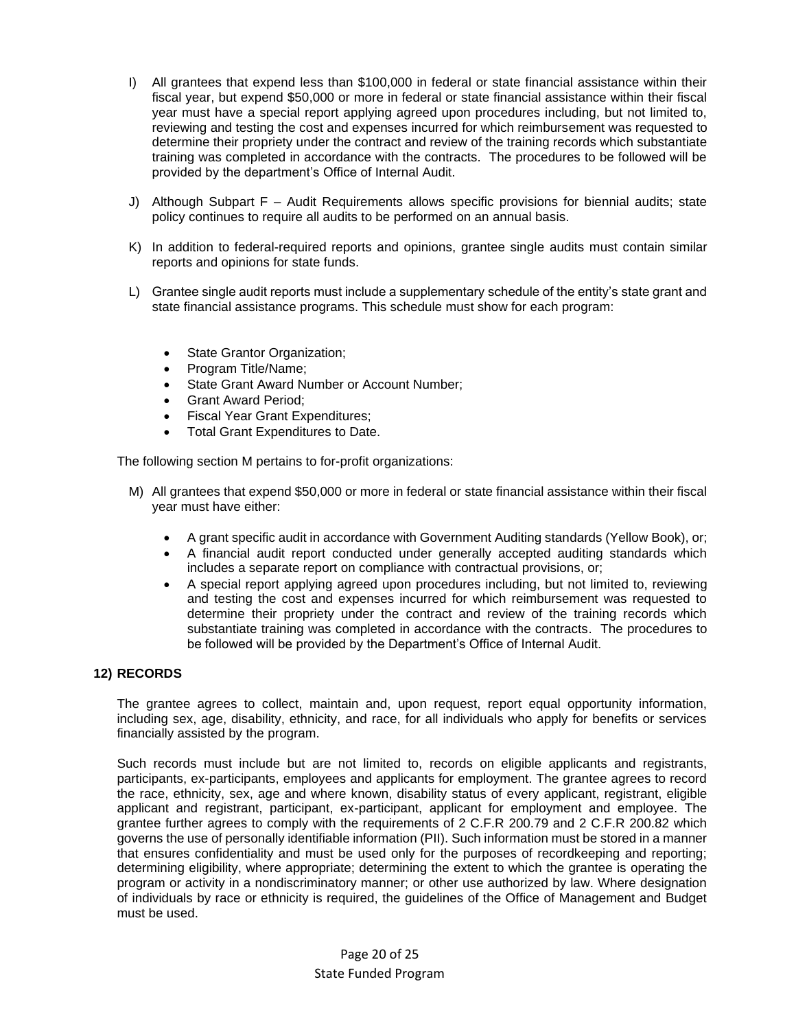I) All grantees that expend less than $100,000 in federal or state financial assistance within their fiscal year, but expend $50,000 or more in federal or state financial assistance within their fiscal year must have a special report applying agreed upon procedures including, but not limited to, reviewing and testing the cost and expenses incurred for which reimbursement was requested to determine their propriety under the contract and review of the training records which substantiate training was completed in accordance with the contracts. The procedures to be followed will be provided by the department's Office of Internal Audit.

J) Although Subpart F – Audit Requirements allows specific provisions for biennial audits; state policy continues to require all audits to be performed on an annual basis.

K) In addition to federal-required reports and opinions, grantee single audits must contain similar reports and opinions for state funds.

L) Grantee single audit reports must include a supplementary schedule of the entity's state grant and state financial assistance programs. This schedule must show for each program:

- State Grantor Organization;
- Program Title/Name;
- State Grant Award Number or Account Number;
- Grant Award Period;
- Fiscal Year Grant Expenditures;
- Total Grant Expenditures to Date.

The following section M pertains to for-profit organizations:

M) All grantees that expend $50,000 or more in federal or state financial assistance within their fiscal year must have either:

- A grant specific audit in accordance with Government Auditing standards (Yellow Book), or;
- A financial audit report conducted under generally accepted auditing standards which includes a separate report on compliance with contractual provisions, or;
- A special report applying agreed upon procedures including, but not limited to, reviewing and testing the cost and expenses incurred for which reimbursement was requested to determine their propriety under the contract and review of the training records which substantiate training was completed in accordance with the contracts. The procedures to be followed will be provided by the Department's Office of Internal Audit.

### 12) RECORDS

The grantee agrees to collect, maintain and, upon request, report equal opportunity information, including sex, age, disability, ethnicity, and race, for all individuals who apply for benefits or services financially assisted by the program.

Such records must include but are not limited to, records on eligible applicants and registrants, participants, ex-participants, employees and applicants for employment. The grantee agrees to record the race, ethnicity, sex, age and where known, disability status of every applicant, registrant, eligible applicant and registrant, participant, ex-participant, applicant for employment and employee. The grantee further agrees to comply with the requirements of 2 C.F.R 200.79 and 2 C.F.R 200.82 which governs the use of personally identifiable information (PII). Such information must be stored in a manner that ensures confidentiality and must be used only for the purposes of recordkeeping and reporting; determining eligibility, where appropriate; determining the extent to which the grantee is operating the program or activity in a nondiscriminatory manner; or other use authorized by law. Where designation of individuals by race or ethnicity is required, the guidelines of the Office of Management and Budget must be used.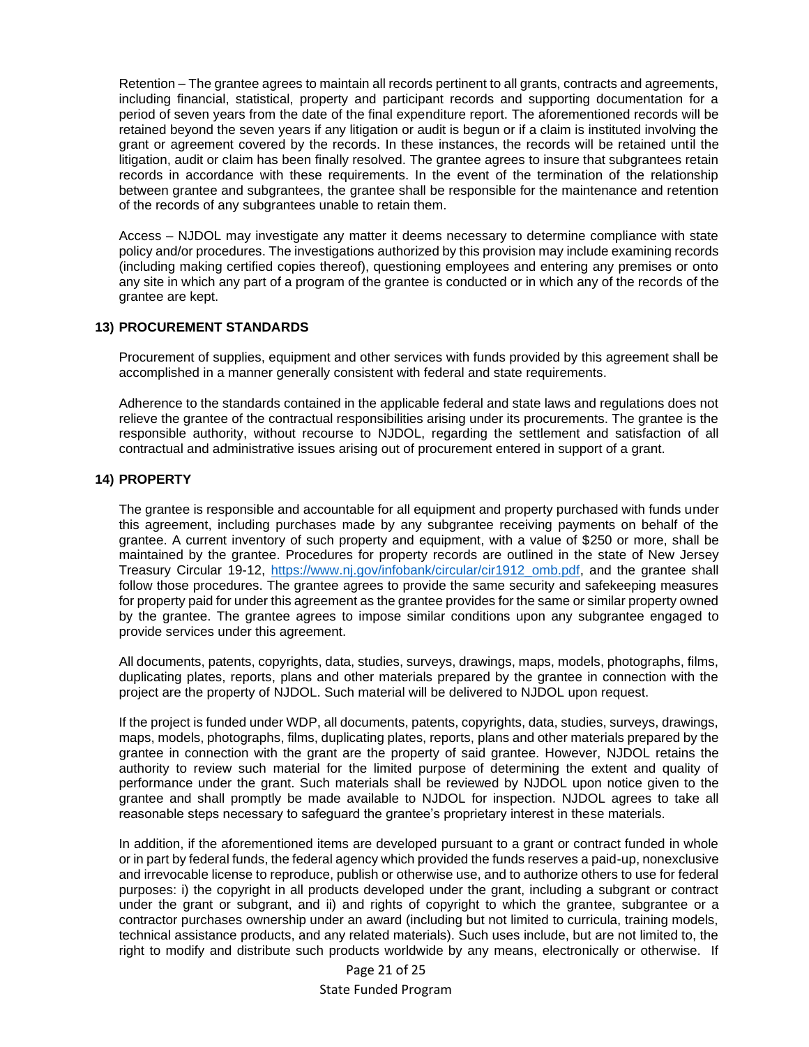Retention – The grantee agrees to maintain all records pertinent to all grants, contracts and agreements, including financial, statistical, property and participant records and supporting documentation for a period of seven years from the date of the final expenditure report. The aforementioned records will be retained beyond the seven years if any litigation or audit is begun or if a claim is instituted involving the grant or agreement covered by the records. In these instances, the records will be retained until the litigation, audit or claim has been finally resolved. The grantee agrees to insure that subgrantees retain records in accordance with these requirements. In the event of the termination of the relationship between grantee and subgrantees, the grantee shall be responsible for the maintenance and retention of the records of any subgrantees unable to retain them.

Access – NJDOL may investigate any matter it deems necessary to determine compliance with state policy and/or procedures. The investigations authorized by this provision may include examining records (including making certified copies thereof), questioning employees and entering any premises or onto any site in which any part of a program of the grantee is conducted or in which any of the records of the grantee are kept.

**13) PROCUREMENT STANDARDS**

Procurement of supplies, equipment and other services with funds provided by this agreement shall be accomplished in a manner generally consistent with federal and state requirements.

Adherence to the standards contained in the applicable federal and state laws and regulations does not relieve the grantee of the contractual responsibilities arising under its procurements. The grantee is the responsible authority, without recourse to NJDOL, regarding the settlement and satisfaction of all contractual and administrative issues arising out of procurement entered in support of a grant.

**14) PROPERTY**

The grantee is responsible and accountable for all equipment and property purchased with funds under this agreement, including purchases made by any subgrantee receiving payments on behalf of the grantee. A current inventory of such property and equipment, with a value of $250 or more, shall be maintained by the grantee. Procedures for property records are outlined in the state of New Jersey Treasury Circular 19-12, https://www.nj.gov/infobank/circular/cir1912_omb.pdf, and the grantee shall follow those procedures. The grantee agrees to provide the same security and safekeeping measures for property paid for under this agreement as the grantee provides for the same or similar property owned by the grantee. The grantee agrees to impose similar conditions upon any subgrantee engaged to provide services under this agreement.

All documents, patents, copyrights, data, studies, surveys, drawings, maps, models, photographs, films, duplicating plates, reports, plans and other materials prepared by the grantee in connection with the project are the property of NJDOL. Such material will be delivered to NJDOL upon request.

If the project is funded under WDP, all documents, patents, copyrights, data, studies, surveys, drawings, maps, models, photographs, films, duplicating plates, reports, plans and other materials prepared by the grantee in connection with the grant are the property of said grantee. However, NJDOL retains the authority to review such material for the limited purpose of determining the extent and quality of performance under the grant. Such materials shall be reviewed by NJDOL upon notice given to the grantee and shall promptly be made available to NJDOL for inspection. NJDOL agrees to take all reasonable steps necessary to safeguard the grantee's proprietary interest in these materials.

In addition, if the aforementioned items are developed pursuant to a grant or contract funded in whole or in part by federal funds, the federal agency which provided the funds reserves a paid-up, nonexclusive and irrevocable license to reproduce, publish or otherwise use, and to authorize others to use for federal purposes: i) the copyright in all products developed under the grant, including a subgrant or contract under the grant or subgrant, and ii) and rights of copyright to which the grantee, subgrantee or a contractor purchases ownership under an award (including but not limited to curricula, training models, technical assistance products, and any related materials). Such uses include, but are not limited to, the right to modify and distribute such products worldwide by any means, electronically or otherwise. If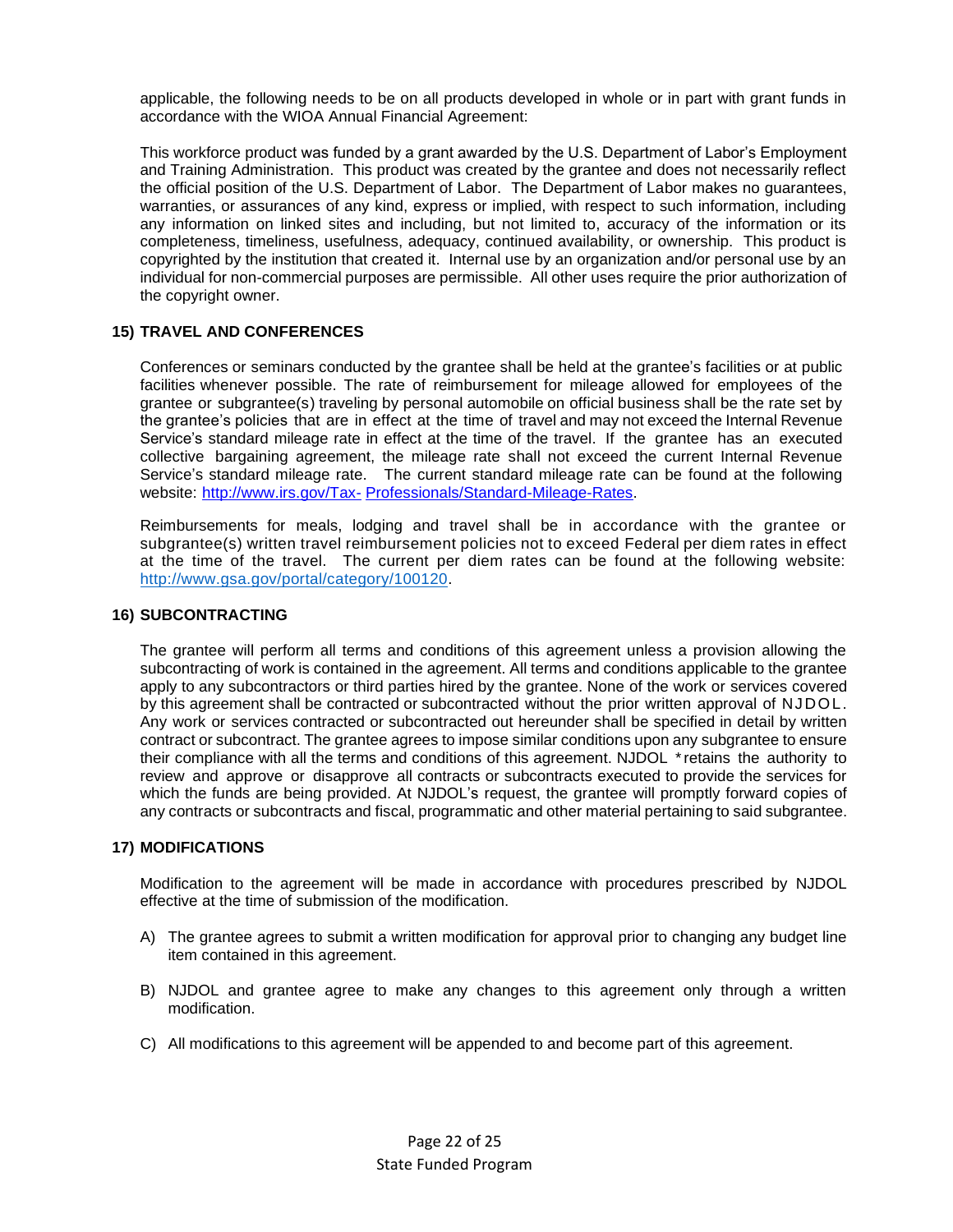applicable, the following needs to be on all products developed in whole or in part with grant funds in accordance with the WIOA Annual Financial Agreement:

This workforce product was funded by a grant awarded by the U.S. Department of Labor's Employment and Training Administration. This product was created by the grantee and does not necessarily reflect the official position of the U.S. Department of Labor. The Department of Labor makes no guarantees, warranties, or assurances of any kind, express or implied, with respect to such information, including any information on linked sites and including, but not limited to, accuracy of the information or its completeness, timeliness, usefulness, adequacy, continued availability, or ownership. This product is copyrighted by the institution that created it. Internal use by an organization and/or personal use by an individual for non-commercial purposes are permissible. All other uses require the prior authorization of the copyright owner.

### 15) TRAVEL AND CONFERENCES

Conferences or seminars conducted by the grantee shall be held at the grantee's facilities or at public facilities whenever possible. The rate of reimbursement for mileage allowed for employees of the grantee or subgrantee(s) traveling by personal automobile on official business shall be the rate set by the grantee's policies that are in effect at the time of travel and may not exceed the Internal Revenue Service's standard mileage rate in effect at the time of the travel. If the grantee has an executed collective bargaining agreement, the mileage rate shall not exceed the current Internal Revenue Service's standard mileage rate. The current standard mileage rate can be found at the following website: http://www.irs.gov/Tax- Professionals/Standard-Mileage-Rates.

Reimbursements for meals, lodging and travel shall be in accordance with the grantee or subgrantee(s) written travel reimbursement policies not to exceed Federal per diem rates in effect at the time of the travel. The current per diem rates can be found at the following website: http://www.gsa.gov/portal/category/100120.

### 16) SUBCONTRACTING

The grantee will perform all terms and conditions of this agreement unless a provision allowing the subcontracting of work is contained in the agreement. All terms and conditions applicable to the grantee apply to any subcontractors or third parties hired by the grantee. None of the work or services covered by this agreement shall be contracted or subcontracted without the prior written approval of NJDOL. Any work or services contracted or subcontracted out hereunder shall be specified in detail by written contract or subcontract. The grantee agrees to impose similar conditions upon any subgrantee to ensure their compliance with all the terms and conditions of this agreement. NJDOL *retains the authority to review and approve or disapprove all contracts or subcontracts executed to provide the services for which the funds are being provided. At NJDOL's request, the grantee will promptly forward copies of any contracts or subcontracts and fiscal, programmatic and other material pertaining to said subgrantee.

### 17) MODIFICATIONS

Modification to the agreement will be made in accordance with procedures prescribed by NJDOL effective at the time of submission of the modification.

A) The grantee agrees to submit a written modification for approval prior to changing any budget line item contained in this agreement.

B) NJDOL and grantee agree to make any changes to this agreement only through a written modification.

C) All modifications to this agreement will be appended to and become part of this agreement.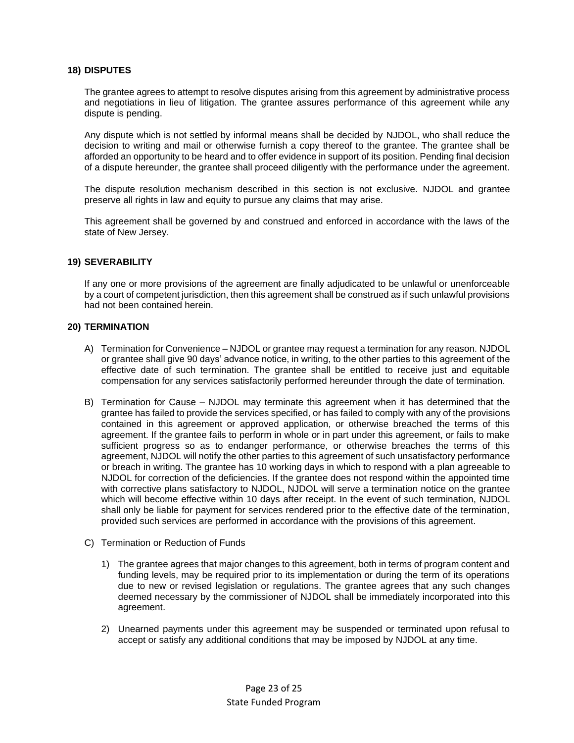### 18) DISPUTES

The grantee agrees to attempt to resolve disputes arising from this agreement by administrative process and negotiations in lieu of litigation. The grantee assures performance of this agreement while any dispute is pending.

Any dispute which is not settled by informal means shall be decided by NJDOL, who shall reduce the decision to writing and mail or otherwise furnish a copy thereof to the grantee. The grantee shall be afforded an opportunity to be heard and to offer evidence in support of its position. Pending final decision of a dispute hereunder, the grantee shall proceed diligently with the performance under the agreement.

The dispute resolution mechanism described in this section is not exclusive. NJDOL and grantee preserve all rights in law and equity to pursue any claims that may arise.

This agreement shall be governed by and construed and enforced in accordance with the laws of the state of New Jersey.

### 19) SEVERABILITY

If any one or more provisions of the agreement are finally adjudicated to be unlawful or unenforceable by a court of competent jurisdiction, then this agreement shall be construed as if such unlawful provisions had not been contained herein.

### 20) TERMINATION

A) Termination for Convenience – NJDOL or grantee may request a termination for any reason. NJDOL or grantee shall give 90 days' advance notice, in writing, to the other parties to this agreement of the effective date of such termination. The grantee shall be entitled to receive just and equitable compensation for any services satisfactorily performed hereunder through the date of termination.

B) Termination for Cause – NJDOL may terminate this agreement when it has determined that the grantee has failed to provide the services specified, or has failed to comply with any of the provisions contained in this agreement or approved application, or otherwise breached the terms of this agreement. If the grantee fails to perform in whole or in part under this agreement, or fails to make sufficient progress so as to endanger performance, or otherwise breaches the terms of this agreement, NJDOL will notify the other parties to this agreement of such unsatisfactory performance or breach in writing. The grantee has 10 working days in which to respond with a plan agreeable to NJDOL for correction of the deficiencies. If the grantee does not respond within the appointed time with corrective plans satisfactory to NJDOL, NJDOL will serve a termination notice on the grantee which will become effective within 10 days after receipt. In the event of such termination, NJDOL shall only be liable for payment for services rendered prior to the effective date of the termination, provided such services are performed in accordance with the provisions of this agreement.

C) Termination or Reduction of Funds

1) The grantee agrees that major changes to this agreement, both in terms of program content and funding levels, may be required prior to its implementation or during the term of its operations due to new or revised legislation or regulations. The grantee agrees that any such changes deemed necessary by the commissioner of NJDOL shall be immediately incorporated into this agreement.

2) Unearned payments under this agreement may be suspended or terminated upon refusal to accept or satisfy any additional conditions that may be imposed by NJDOL at any time.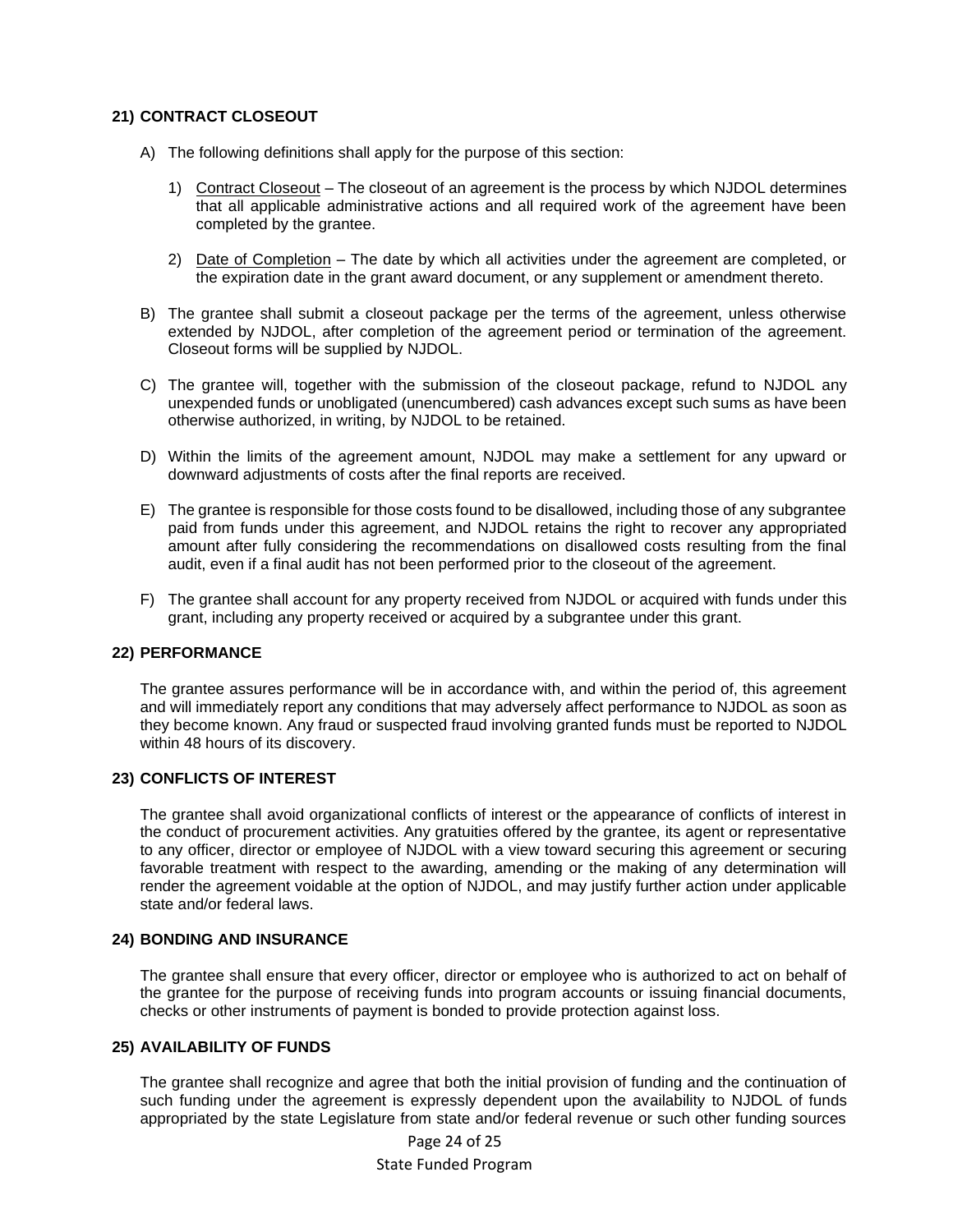## 21) CONTRACT CLOSEOUT

A) The following definitions shall apply for the purpose of this section:

   1) Contract Closeout – The closeout of an agreement is the process by which NJDOL determines that all applicable administrative actions and all required work of the agreement have been completed by the grantee.

   2) Date of Completion – The date by which all activities under the agreement are completed, or the expiration date in the grant award document, or any supplement or amendment thereto.

B) The grantee shall submit a closeout package per the terms of the agreement, unless otherwise extended by NJDOL, after completion of the agreement period or termination of the agreement. Closeout forms will be supplied by NJDOL.

C) The grantee will, together with the submission of the closeout package, refund to NJDOL any unexpended funds or unobligated (unencumbered) cash advances except such sums as have been otherwise authorized, in writing, by NJDOL to be retained.

D) Within the limits of the agreement amount, NJDOL may make a settlement for any upward or downward adjustments of costs after the final reports are received.

E) The grantee is responsible for those costs found to be disallowed, including those of any subgrantee paid from funds under this agreement, and NJDOL retains the right to recover any appropriated amount after fully considering the recommendations on disallowed costs resulting from the final audit, even if a final audit has not been performed prior to the closeout of the agreement.

F) The grantee shall account for any property received from NJDOL or acquired with funds under this grant, including any property received or acquired by a subgrantee under this grant.

## 22) PERFORMANCE

The grantee assures performance will be in accordance with, and within the period of, this agreement and will immediately report any conditions that may adversely affect performance to NJDOL as soon as they become known. Any fraud or suspected fraud involving granted funds must be reported to NJDOL within 48 hours of its discovery.

## 23) CONFLICTS OF INTEREST

The grantee shall avoid organizational conflicts of interest or the appearance of conflicts of interest in the conduct of procurement activities. Any gratuities offered by the grantee, its agent or representative to any officer, director or employee of NJDOL with a view toward securing this agreement or securing favorable treatment with respect to the awarding, amending or the making of any determination will render the agreement voidable at the option of NJDOL, and may justify further action under applicable state and/or federal laws.

## 24) BONDING AND INSURANCE

The grantee shall ensure that every officer, director or employee who is authorized to act on behalf of the grantee for the purpose of receiving funds into program accounts or issuing financial documents, checks or other instruments of payment is bonded to provide protection against loss.

## 25) AVAILABILITY OF FUNDS

The grantee shall recognize and agree that both the initial provision of funding and the continuation of such funding under the agreement is expressly dependent upon the availability to NJDOL of funds appropriated by the state Legislature from state and/or federal revenue or such other funding sources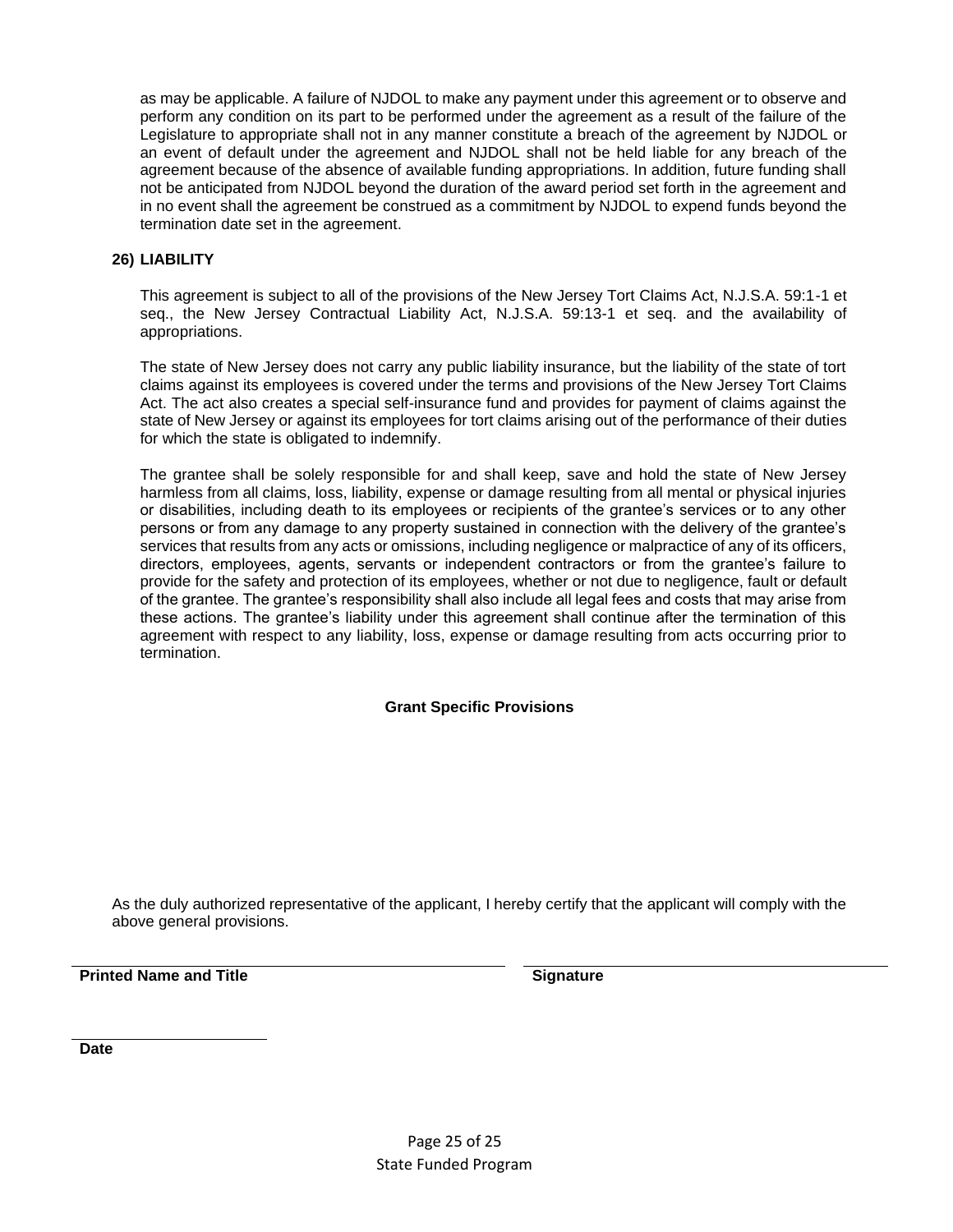as may be applicable. A failure of NJDOL to make any payment under this agreement or to observe and perform any condition on its part to be performed under the agreement as a result of the failure of the Legislature to appropriate shall not in any manner constitute a breach of the agreement by NJDOL or an event of default under the agreement and NJDOL shall not be held liable for any breach of the agreement because of the absence of available funding appropriations. In addition, future funding shall not be anticipated from NJDOL beyond the duration of the award period set forth in the agreement and in no event shall the agreement be construed as a commitment by NJDOL to expend funds beyond the termination date set in the agreement.

**26) LIABILITY**

This agreement is subject to all of the provisions of the New Jersey Tort Claims Act, N.J.S.A. 59:1-1 et seq., the New Jersey Contractual Liability Act, N.J.S.A. 59:13-1 et seq. and the availability of appropriations.

The state of New Jersey does not carry any public liability insurance, but the liability of the state of tort claims against its employees is covered under the terms and provisions of the New Jersey Tort Claims Act. The act also creates a special self-insurance fund and provides for payment of claims against the state of New Jersey or against its employees for tort claims arising out of the performance of their duties for which the state is obligated to indemnify.

The grantee shall be solely responsible for and shall keep, save and hold the state of New Jersey harmless from all claims, loss, liability, expense or damage resulting from all mental or physical injuries or disabilities, including death to its employees or recipients of the grantee's services or to any other persons or from any damage to any property sustained in connection with the delivery of the grantee's services that results from any acts or omissions, including negligence or malpractice of any of its officers, directors, employees, agents, servants or independent contractors or from the grantee's failure to provide for the safety and protection of its employees, whether or not due to negligence, fault or default of the grantee. The grantee's responsibility shall also include all legal fees and costs that may arise from these actions. The grantee's liability under this agreement shall continue after the termination of this agreement with respect to any liability, loss, expense or damage resulting from acts occurring prior to termination.

**Grant Specific Provisions**

As the duly authorized representative of the applicant, I hereby certify that the applicant will comply with the above general provisions.

**Printed Name and Title** ______________________ **Signature** ______________________

**Date** ______________________

State Funded Program